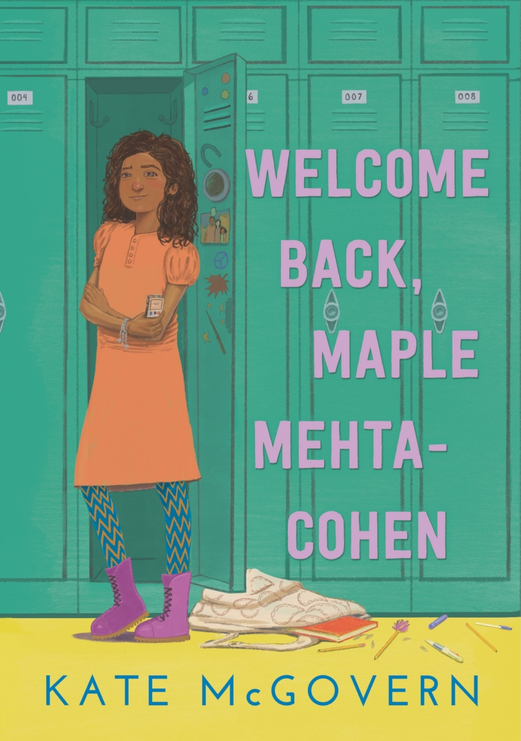# WELCOME BACK, MAPLE MEHTA-COHEN

KATE McGOVERN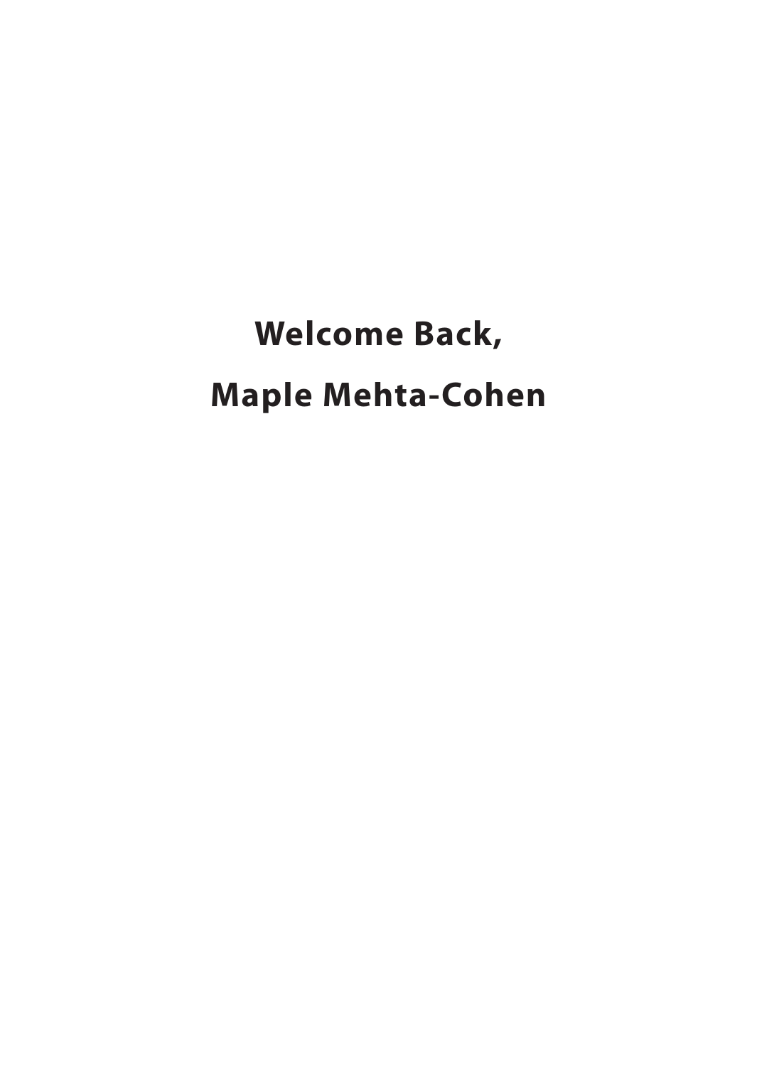# Welcome Back,

# Maple Mehta-Cohen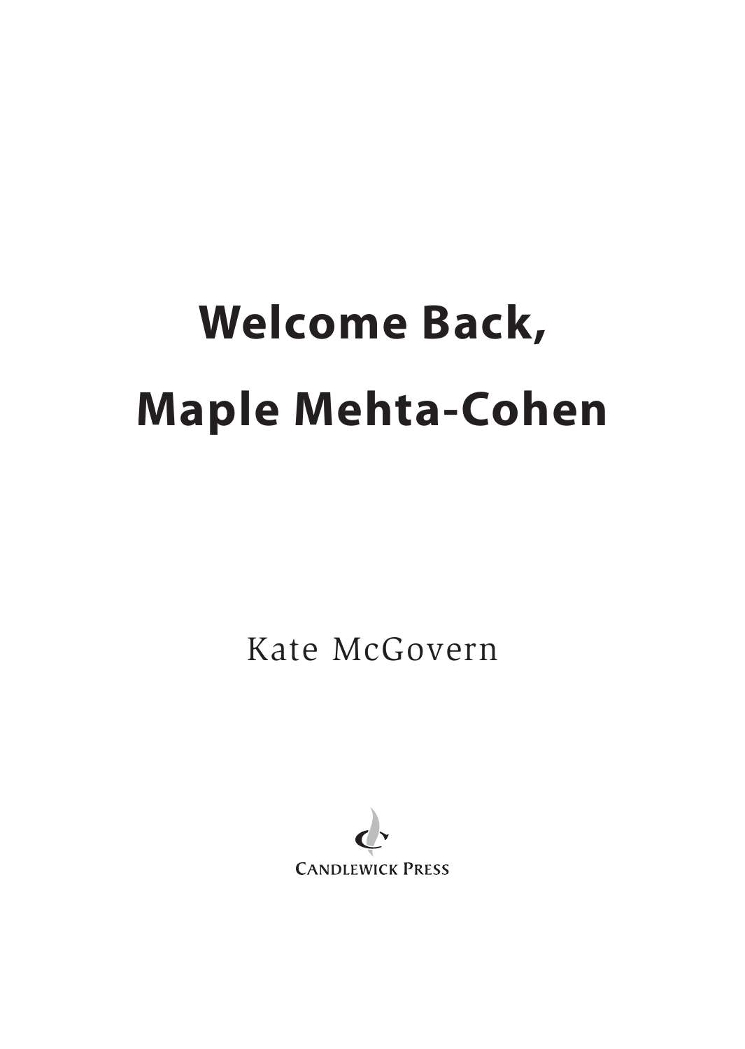# Welcome Back, Maple Mehta-Cohen

Kate McGovern

Candlewick Press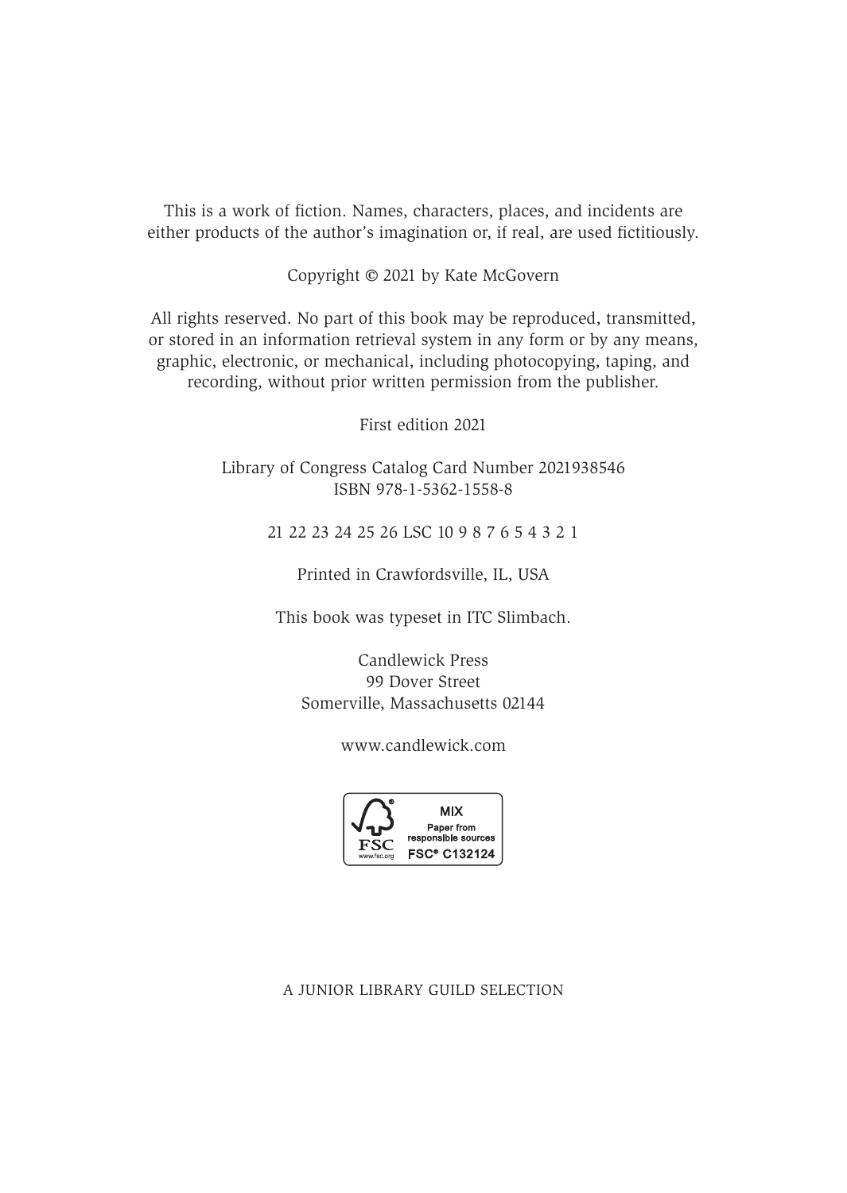This is a work of fiction. Names, characters, places, and incidents are either products of the author's imagination or, if real, are used fictitiously.

Copyright © 2021 by Kate McGovern

All rights reserved. No part of this book may be reproduced, transmitted, or stored in an information retrieval system in any form or by any means, graphic, electronic, or mechanical, including photocopying, taping, and recording, without prior written permission from the publisher.

First edition 2021

Library of Congress Catalog Card Number 2021938546
ISBN 978-1-5362-1558-8

21 22 23 24 25 26 LSC 10 9 8 7 6 5 4 3 2 1

Printed in Crawfordsville, IL, USA

This book was typeset in ITC Slimbach.

Candlewick Press
99 Dover Street
Somerville, Massachusetts 02144

www.candlewick.com

FSC www.fsc.org MIX Paper from responsible sources FSC® C132124

A JUNIOR LIBRARY GUILD SELECTION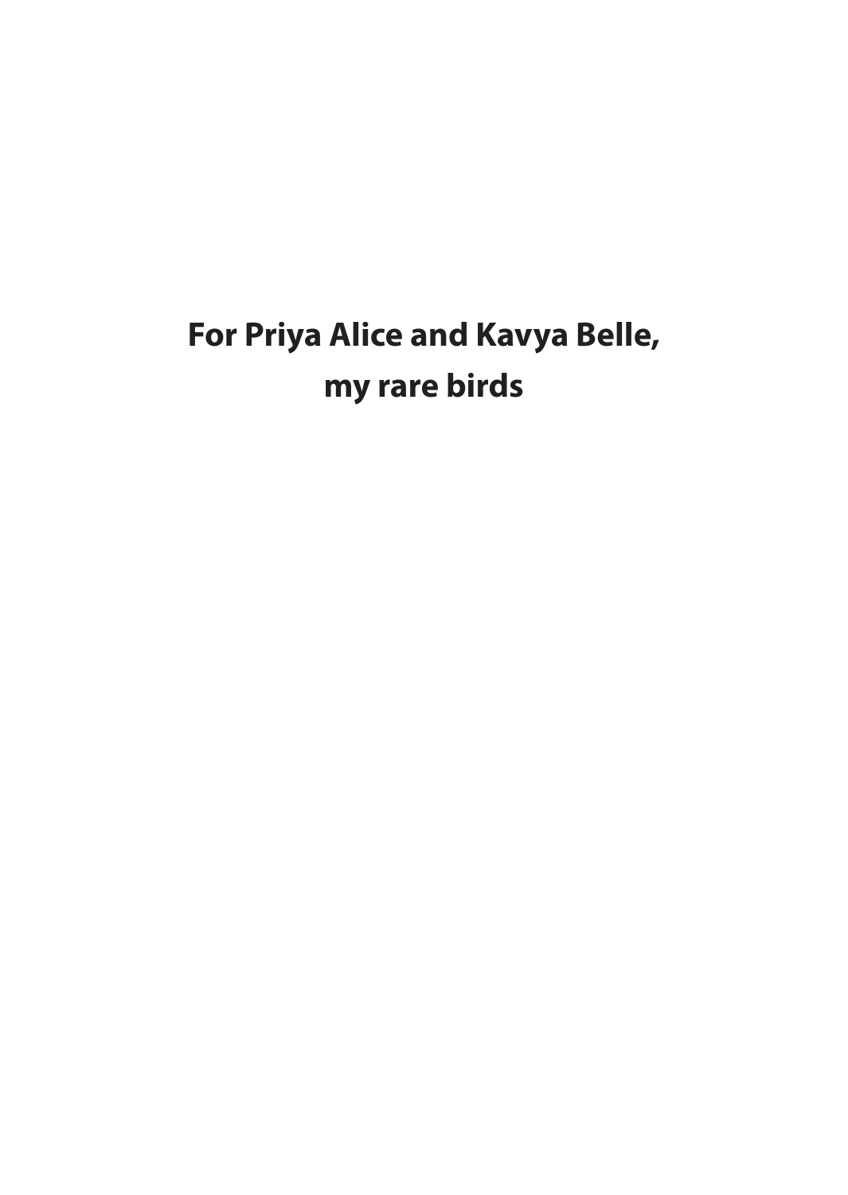**For Priya Alice and Kavya Belle,**
**my rare birds**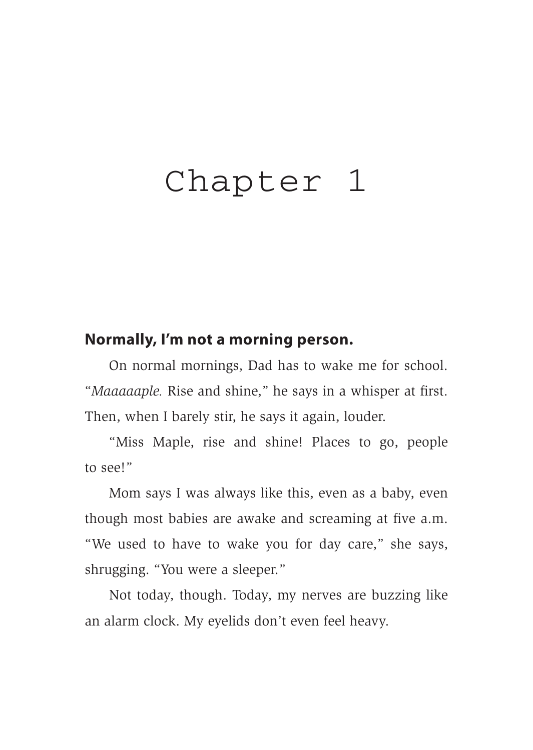# Chapter 1

**Normally, I'm not a morning person.**

On normal mornings, Dad has to wake me for school. "*Maaaaaple.* Rise and shine," he says in a whisper at first. Then, when I barely stir, he says it again, louder.

"Miss Maple, rise and shine! Places to go, people to see!"

Mom says I was always like this, even as a baby, even though most babies are awake and screaming at five a.m. "We used to have to wake you for day care," she says, shrugging. "You were a sleeper."

Not today, though. Today, my nerves are buzzing like an alarm clock. My eyelids don't even feel heavy.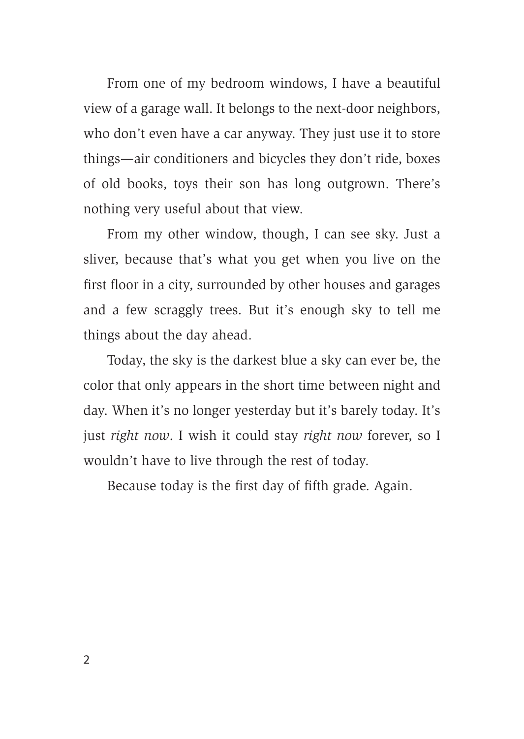From one of my bedroom windows, I have a beautiful view of a garage wall. It belongs to the next-door neighbors, who don't even have a car anyway. They just use it to store things—air conditioners and bicycles they don't ride, boxes of old books, toys their son has long outgrown. There's nothing very useful about that view.

From my other window, though, I can see sky. Just a sliver, because that's what you get when you live on the first floor in a city, surrounded by other houses and garages and a few scraggly trees. But it's enough sky to tell me things about the day ahead.

Today, the sky is the darkest blue a sky can ever be, the color that only appears in the short time between night and day. When it's no longer yesterday but it's barely today. It's just *right now*. I wish it could stay *right now* forever, so I wouldn't have to live through the rest of today.

Because today is the first day of fifth grade. Again.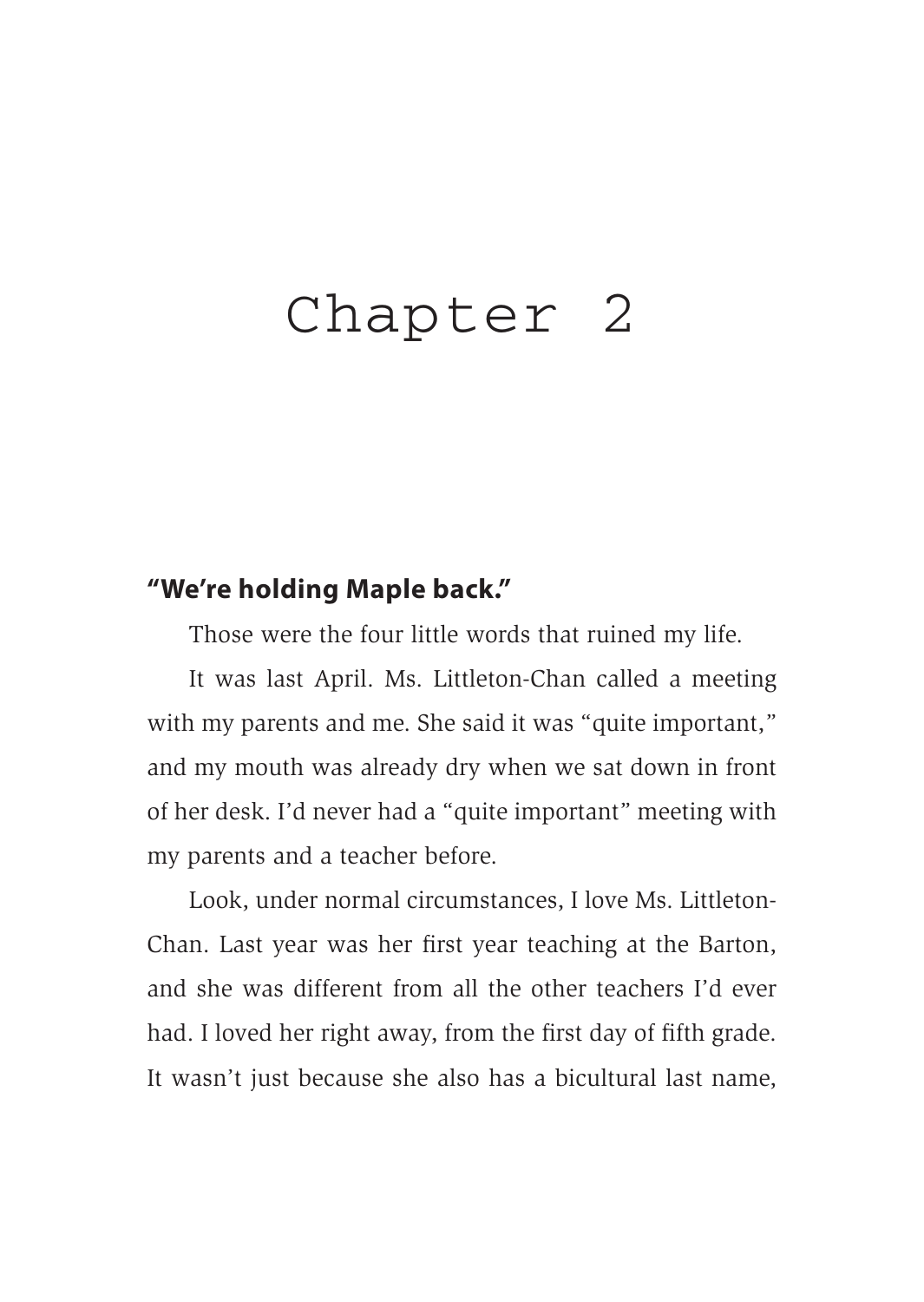# Chapter 2

**"We're holding Maple back."**

Those were the four little words that ruined my life.

It was last April. Ms. Littleton-Chan called a meeting with my parents and me. She said it was "quite important," and my mouth was already dry when we sat down in front of her desk. I'd never had a "quite important" meeting with my parents and a teacher before.

Look, under normal circumstances, I love Ms. Littleton-Chan. Last year was her first year teaching at the Barton, and she was different from all the other teachers I'd ever had. I loved her right away, from the first day of fifth grade. It wasn't just because she also has a bicultural last name,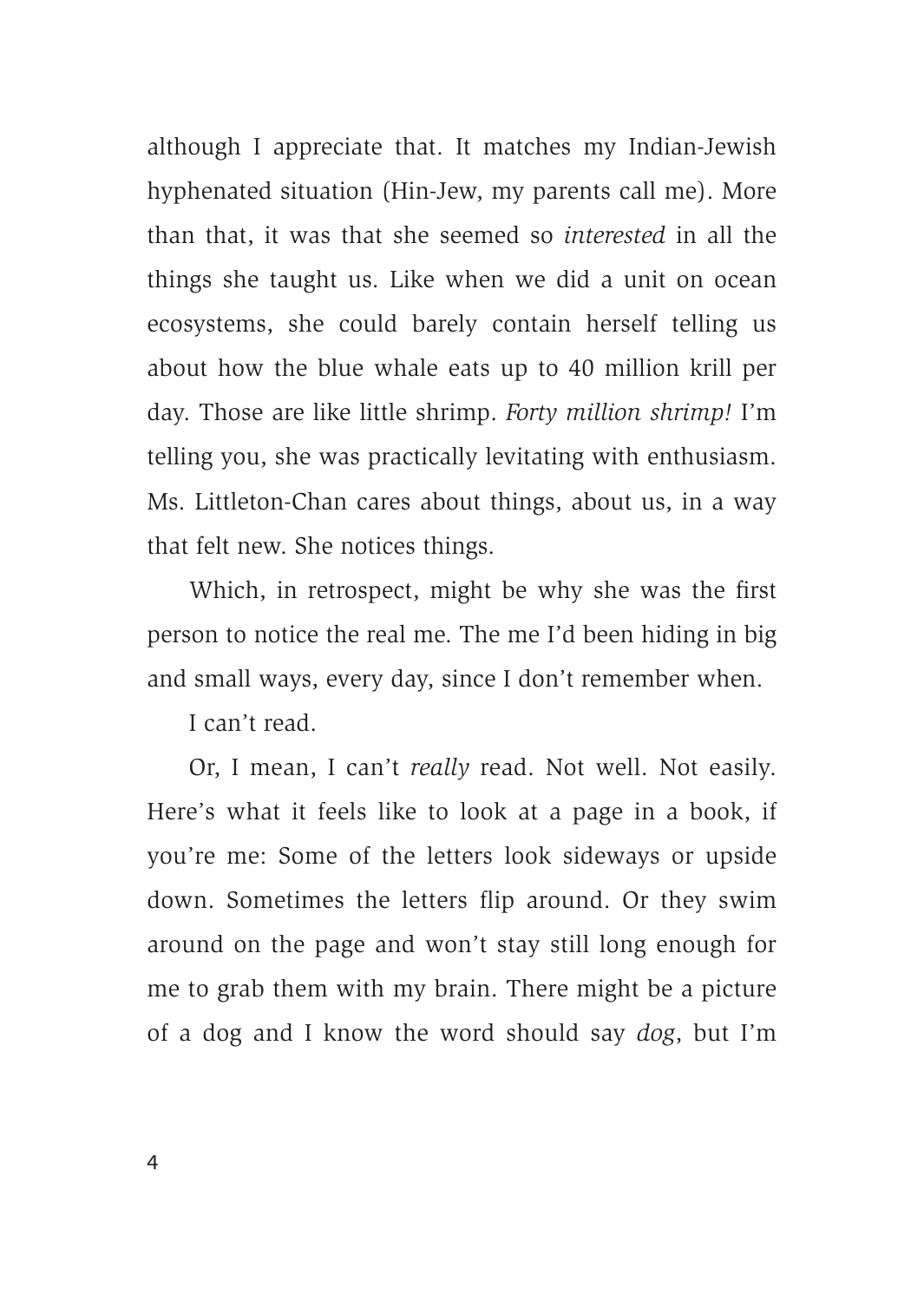although I appreciate that. It matches my Indian-Jewish hyphenated situation (Hin-Jew, my parents call me). More than that, it was that she seemed so *interested* in all the things she taught us. Like when we did a unit on ocean ecosystems, she could barely contain herself telling us about how the blue whale eats up to 40 million krill per day. Those are like little shrimp. *Forty million shrimp!* I'm telling you, she was practically levitating with enthusiasm. Ms. Littleton-Chan cares about things, about us, in a way that felt new. She notices things.

Which, in retrospect, might be why she was the first person to notice the real me. The me I'd been hiding in big and small ways, every day, since I don't remember when.

I can't read.

Or, I mean, I can't *really* read. Not well. Not easily. Here's what it feels like to look at a page in a book, if you're me: Some of the letters look sideways or upside down. Sometimes the letters flip around. Or they swim around on the page and won't stay still long enough for me to grab them with my brain. There might be a picture of a dog and I know the word should say *dog*, but I'm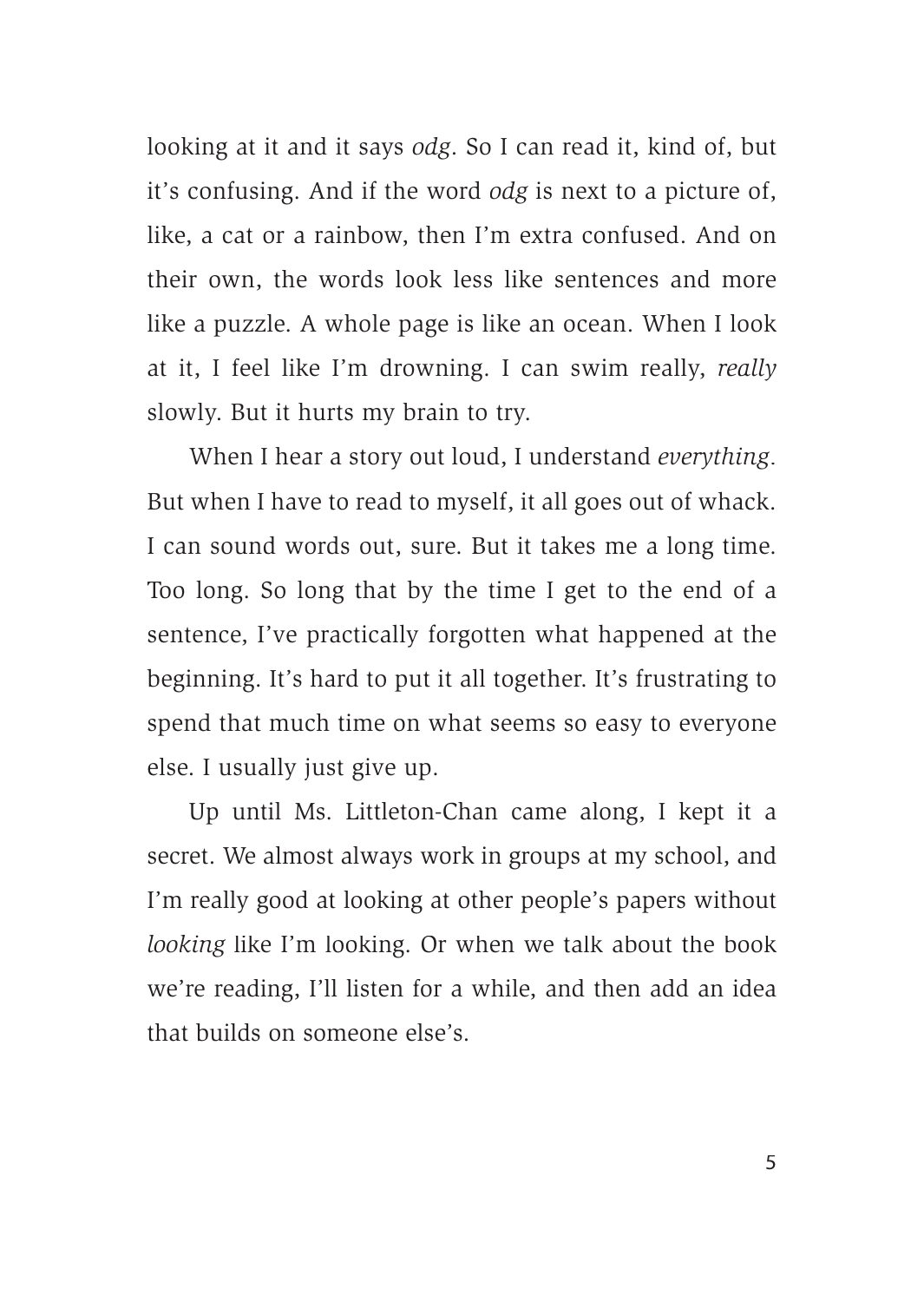looking at it and it says *odg*. So I can read it, kind of, but it's confusing. And if the word *odg* is next to a picture of, like, a cat or a rainbow, then I'm extra confused. And on their own, the words look less like sentences and more like a puzzle. A whole page is like an ocean. When I look at it, I feel like I'm drowning. I can swim really, *really* slowly. But it hurts my brain to try.

When I hear a story out loud, I understand *everything*. But when I have to read to myself, it all goes out of whack. I can sound words out, sure. But it takes me a long time. Too long. So long that by the time I get to the end of a sentence, I've practically forgotten what happened at the beginning. It's hard to put it all together. It's frustrating to spend that much time on what seems so easy to everyone else. I usually just give up.

Up until Ms. Littleton-Chan came along, I kept it a secret. We almost always work in groups at my school, and I'm really good at looking at other people's papers without *looking* like I'm looking. Or when we talk about the book we're reading, I'll listen for a while, and then add an idea that builds on someone else's.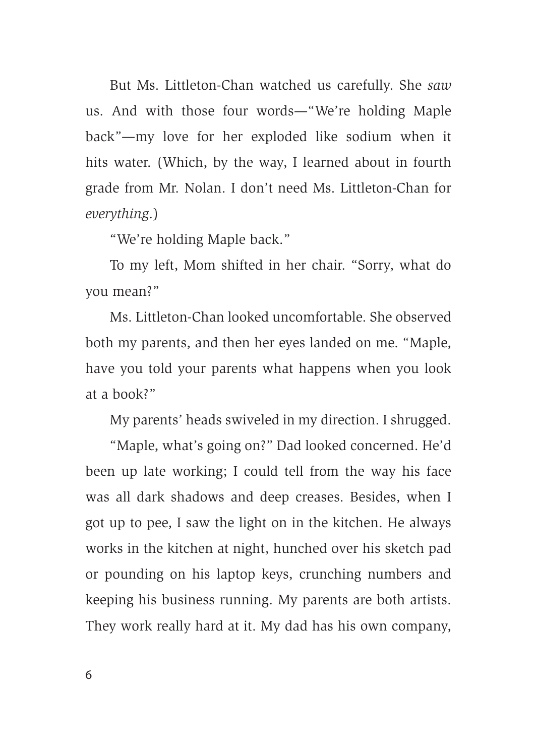But Ms. Littleton-Chan watched us carefully. She *saw* us. And with those four words—"We're holding Maple back"—my love for her exploded like sodium when it hits water. (Which, by the way, I learned about in fourth grade from Mr. Nolan. I don't need Ms. Littleton-Chan for *everything*.)

"We're holding Maple back."

To my left, Mom shifted in her chair. "Sorry, what do you mean?"

Ms. Littleton-Chan looked uncomfortable. She observed both my parents, and then her eyes landed on me. "Maple, have you told your parents what happens when you look at a book?"

My parents' heads swiveled in my direction. I shrugged.

"Maple, what's going on?" Dad looked concerned. He'd been up late working; I could tell from the way his face was all dark shadows and deep creases. Besides, when I got up to pee, I saw the light on in the kitchen. He always works in the kitchen at night, hunched over his sketch pad or pounding on his laptop keys, crunching numbers and keeping his business running. My parents are both artists. They work really hard at it. My dad has his own company,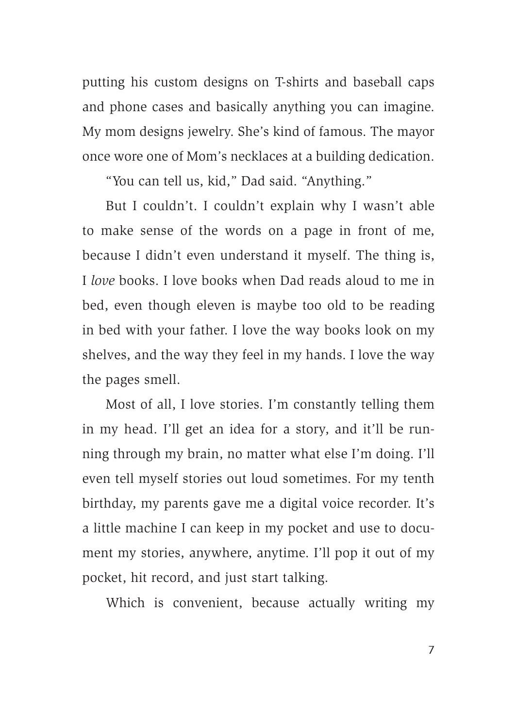putting his custom designs on T-shirts and baseball caps and phone cases and basically anything you can imagine. My mom designs jewelry. She's kind of famous. The mayor once wore one of Mom's necklaces at a building dedication.

"You can tell us, kid," Dad said. "Anything."

But I couldn't. I couldn't explain why I wasn't able to make sense of the words on a page in front of me, because I didn't even understand it myself. The thing is, I *love* books. I love books when Dad reads aloud to me in bed, even though eleven is maybe too old to be reading in bed with your father. I love the way books look on my shelves, and the way they feel in my hands. I love the way the pages smell.

Most of all, I love stories. I'm constantly telling them in my head. I'll get an idea for a story, and it'll be running through my brain, no matter what else I'm doing. I'll even tell myself stories out loud sometimes. For my tenth birthday, my parents gave me a digital voice recorder. It's a little machine I can keep in my pocket and use to document my stories, anywhere, anytime. I'll pop it out of my pocket, hit record, and just start talking.

Which is convenient, because actually writing my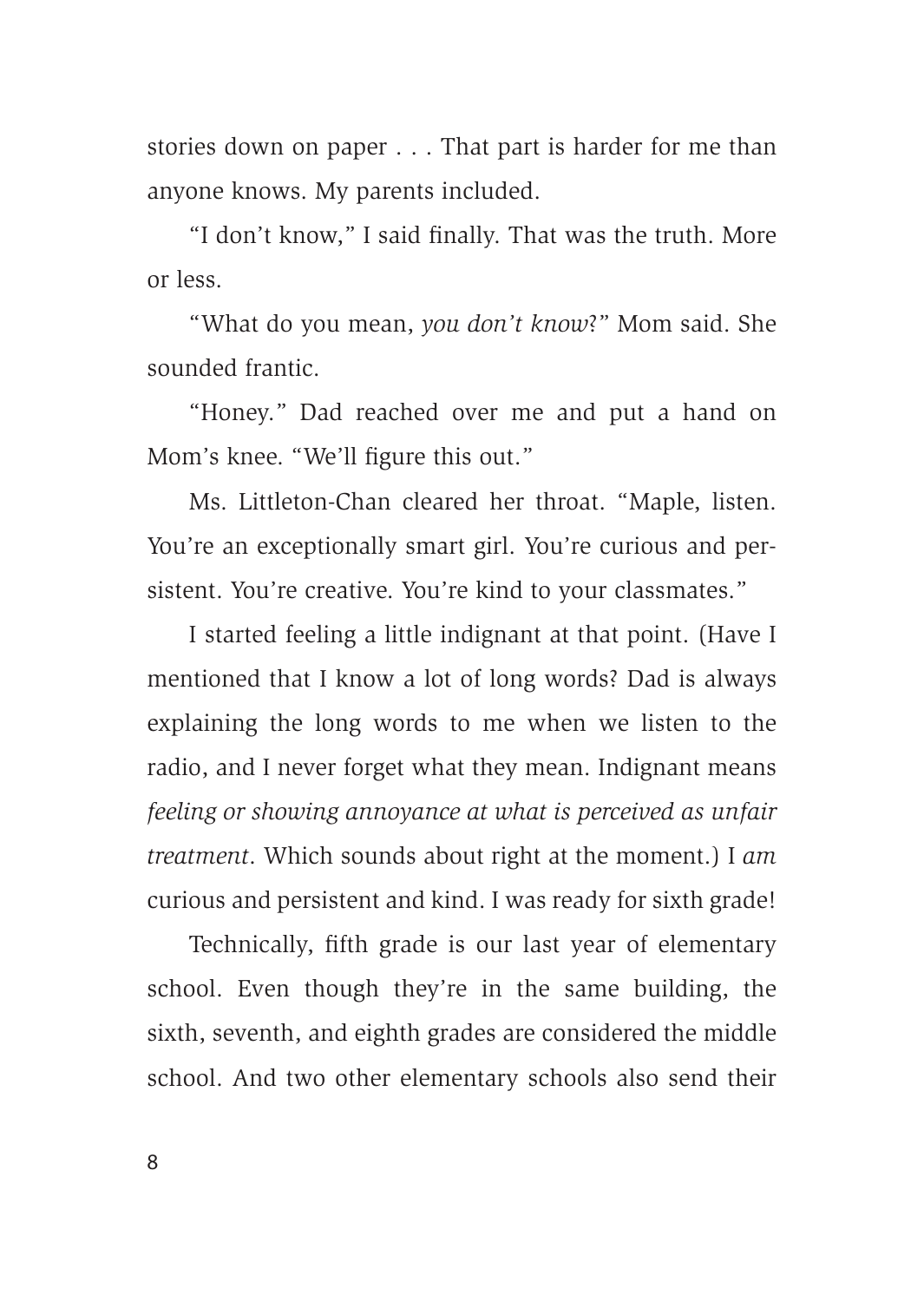stories down on paper . . . That part is harder for me than anyone knows. My parents included.

"I don't know," I said finally. That was the truth. More or less.

"What do you mean, *you don't know*?" Mom said. She sounded frantic.

"Honey." Dad reached over me and put a hand on Mom's knee. "We'll figure this out."

Ms. Littleton-Chan cleared her throat. "Maple, listen. You're an exceptionally smart girl. You're curious and persistent. You're creative. You're kind to your classmates."

I started feeling a little indignant at that point. (Have I mentioned that I know a lot of long words? Dad is always explaining the long words to me when we listen to the radio, and I never forget what they mean. Indignant means *feeling or showing annoyance at what is perceived as unfair treatment*. Which sounds about right at the moment.) I *am* curious and persistent and kind. I was ready for sixth grade!

Technically, fifth grade is our last year of elementary school. Even though they're in the same building, the sixth, seventh, and eighth grades are considered the middle school. And two other elementary schools also send their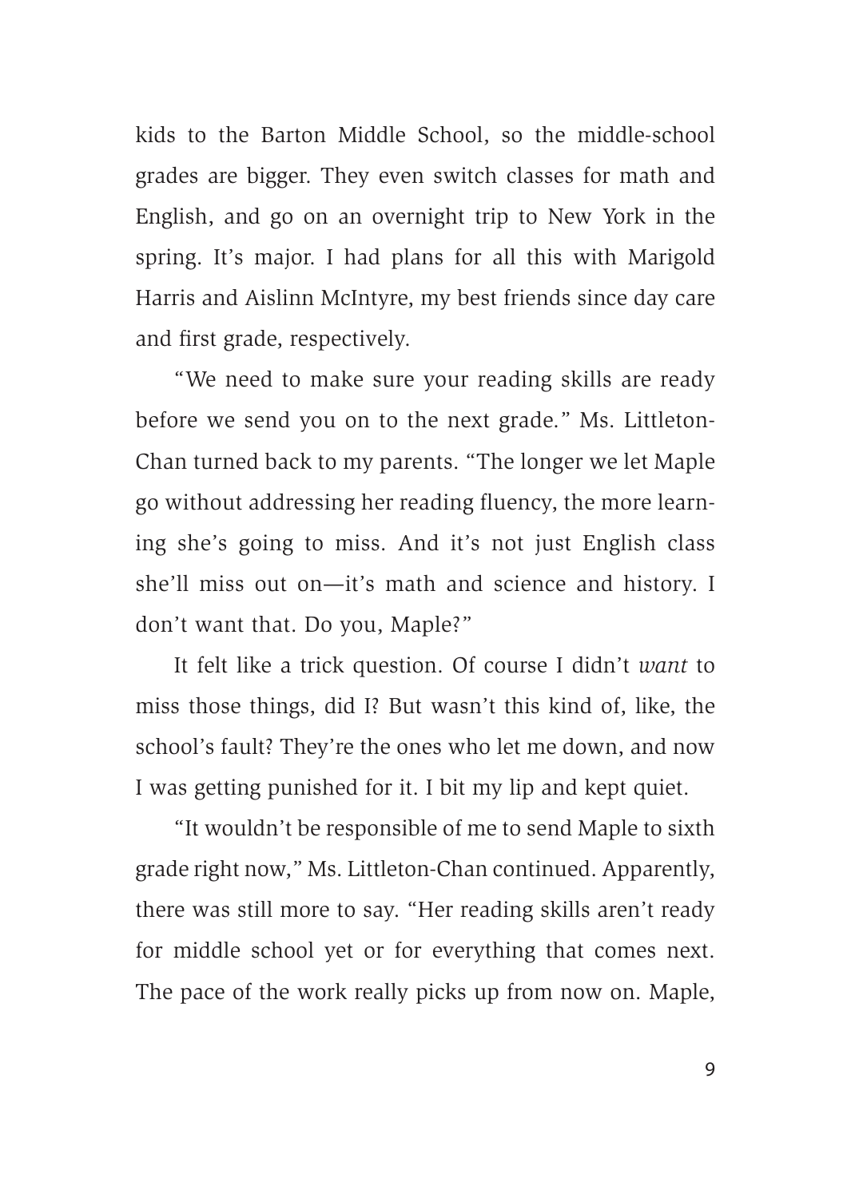kids to the Barton Middle School, so the middle-school grades are bigger. They even switch classes for math and English, and go on an overnight trip to New York in the spring. It's major. I had plans for all this with Marigold Harris and Aislinn McIntyre, my best friends since day care and first grade, respectively.

"We need to make sure your reading skills are ready before we send you on to the next grade." Ms. Littleton-Chan turned back to my parents. "The longer we let Maple go without addressing her reading fluency, the more learning she's going to miss. And it's not just English class she'll miss out on—it's math and science and history. I don't want that. Do you, Maple?"

It felt like a trick question. Of course I didn't *want* to miss those things, did I? But wasn't this kind of, like, the school's fault? They're the ones who let me down, and now I was getting punished for it. I bit my lip and kept quiet.

"It wouldn't be responsible of me to send Maple to sixth grade right now," Ms. Littleton-Chan continued. Apparently, there was still more to say. "Her reading skills aren't ready for middle school yet or for everything that comes next. The pace of the work really picks up from now on. Maple,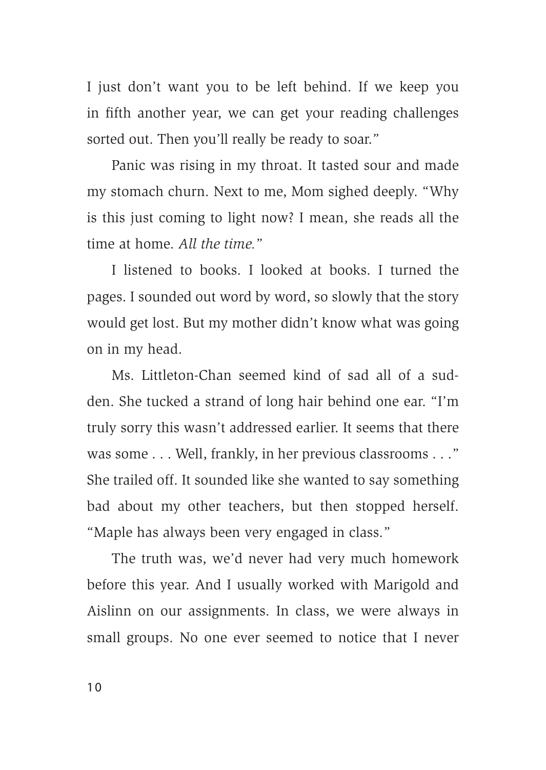I just don't want you to be left behind. If we keep you in fifth another year, we can get your reading challenges sorted out. Then you'll really be ready to soar."

Panic was rising in my throat. It tasted sour and made my stomach churn. Next to me, Mom sighed deeply. "Why is this just coming to light now? I mean, she reads all the time at home. *All the time.*"

I listened to books. I looked at books. I turned the pages. I sounded out word by word, so slowly that the story would get lost. But my mother didn't know what was going on in my head.

Ms. Littleton-Chan seemed kind of sad all of a sudden. She tucked a strand of long hair behind one ear. "I'm truly sorry this wasn't addressed earlier. It seems that there was some . . . Well, frankly, in her previous classrooms . . ." She trailed off. It sounded like she wanted to say something bad about my other teachers, but then stopped herself. "Maple has always been very engaged in class."

The truth was, we'd never had very much homework before this year. And I usually worked with Marigold and Aislinn on our assignments. In class, we were always in small groups. No one ever seemed to notice that I never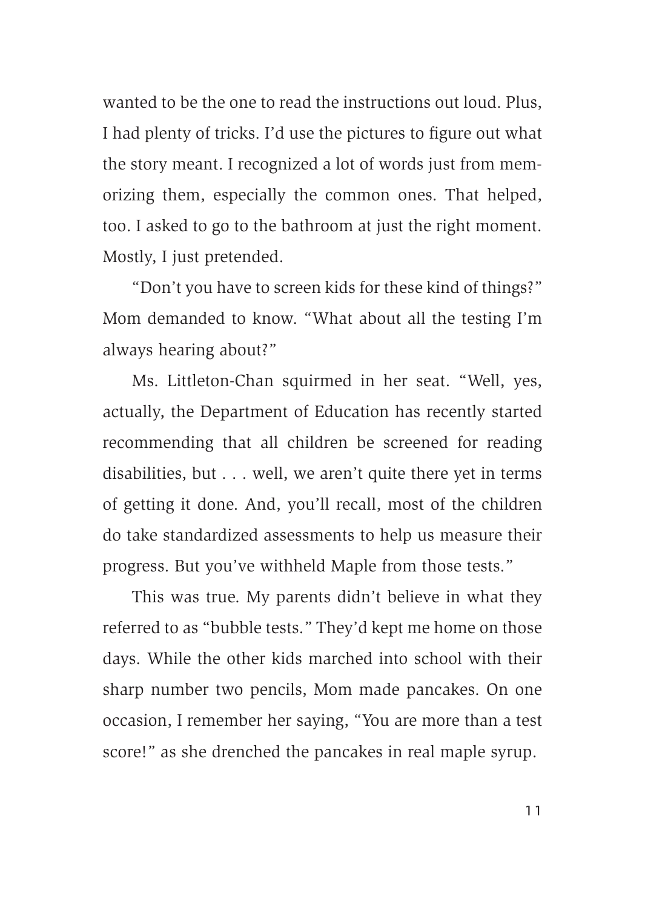wanted to be the one to read the instructions out loud. Plus, I had plenty of tricks. I'd use the pictures to figure out what the story meant. I recognized a lot of words just from memorizing them, especially the common ones. That helped, too. I asked to go to the bathroom at just the right moment. Mostly, I just pretended.

"Don't you have to screen kids for these kind of things?" Mom demanded to know. "What about all the testing I'm always hearing about?"

Ms. Littleton-Chan squirmed in her seat. "Well, yes, actually, the Department of Education has recently started recommending that all children be screened for reading disabilities, but . . . well, we aren't quite there yet in terms of getting it done. And, you'll recall, most of the children do take standardized assessments to help us measure their progress. But you've withheld Maple from those tests."

This was true. My parents didn't believe in what they referred to as "bubble tests." They'd kept me home on those days. While the other kids marched into school with their sharp number two pencils, Mom made pancakes. On one occasion, I remember her saying, "You are more than a test score!" as she drenched the pancakes in real maple syrup.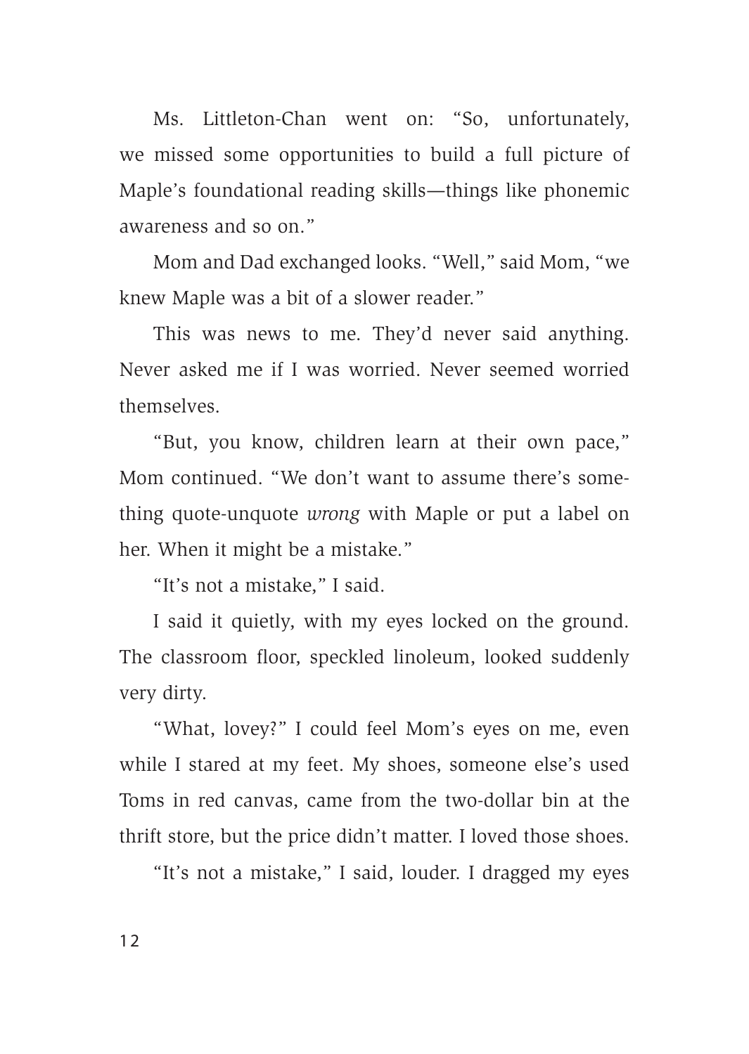Ms. Littleton-Chan went on: "So, unfortunately, we missed some opportunities to build a full picture of Maple's foundational reading skills—things like phonemic awareness and so on."

Mom and Dad exchanged looks. "Well," said Mom, "we knew Maple was a bit of a slower reader."

This was news to me. They'd never said anything. Never asked me if I was worried. Never seemed worried themselves.

"But, you know, children learn at their own pace," Mom continued. "We don't want to assume there's something quote-unquote *wrong* with Maple or put a label on her. When it might be a mistake."

"It's not a mistake," I said.

I said it quietly, with my eyes locked on the ground. The classroom floor, speckled linoleum, looked suddenly very dirty.

"What, lovey?" I could feel Mom's eyes on me, even while I stared at my feet. My shoes, someone else's used Toms in red canvas, came from the two-dollar bin at the thrift store, but the price didn't matter. I loved those shoes.

"It's not a mistake," I said, louder. I dragged my eyes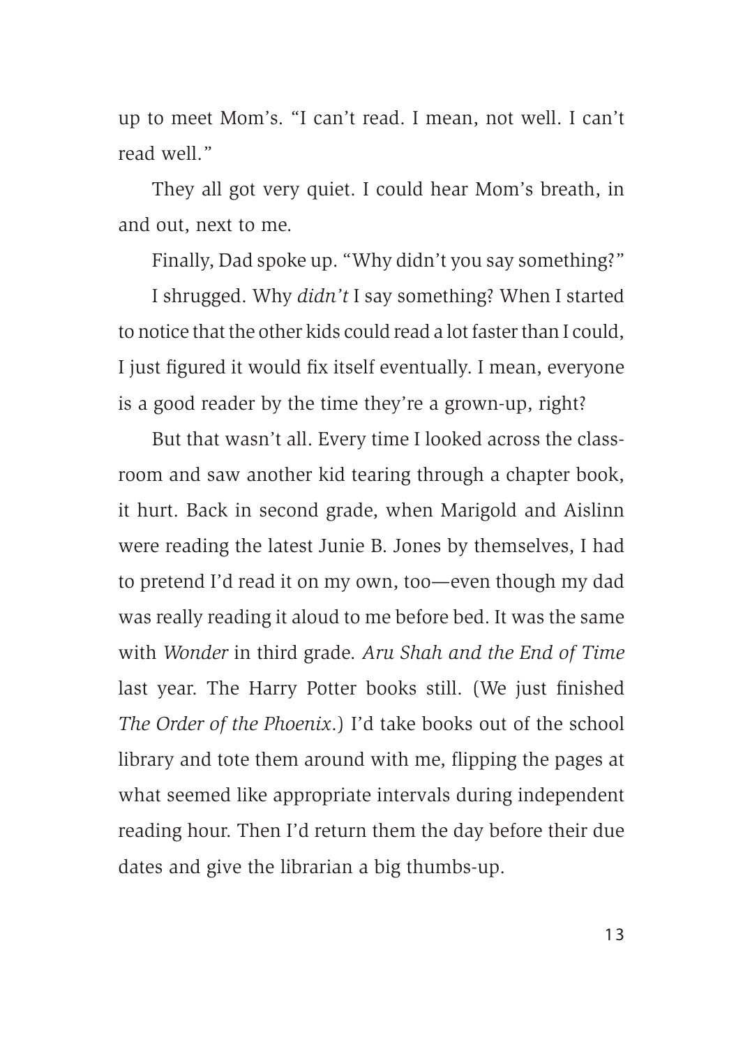up to meet Mom's. "I can't read. I mean, not well. I can't read well."

They all got very quiet. I could hear Mom's breath, in and out, next to me.

Finally, Dad spoke up. "Why didn't you say something?"

I shrugged. Why *didn't* I say something? When I started to notice that the other kids could read a lot faster than I could, I just figured it would fix itself eventually. I mean, everyone is a good reader by the time they're a grown-up, right?

But that wasn't all. Every time I looked across the classroom and saw another kid tearing through a chapter book, it hurt. Back in second grade, when Marigold and Aislinn were reading the latest Junie B. Jones by themselves, I had to pretend I'd read it on my own, too—even though my dad was really reading it aloud to me before bed. It was the same with *Wonder* in third grade. *Aru Shah and the End of Time* last year. The Harry Potter books still. (We just finished *The Order of the Phoenix*.) I'd take books out of the school library and tote them around with me, flipping the pages at what seemed like appropriate intervals during independent reading hour. Then I'd return them the day before their due dates and give the librarian a big thumbs-up.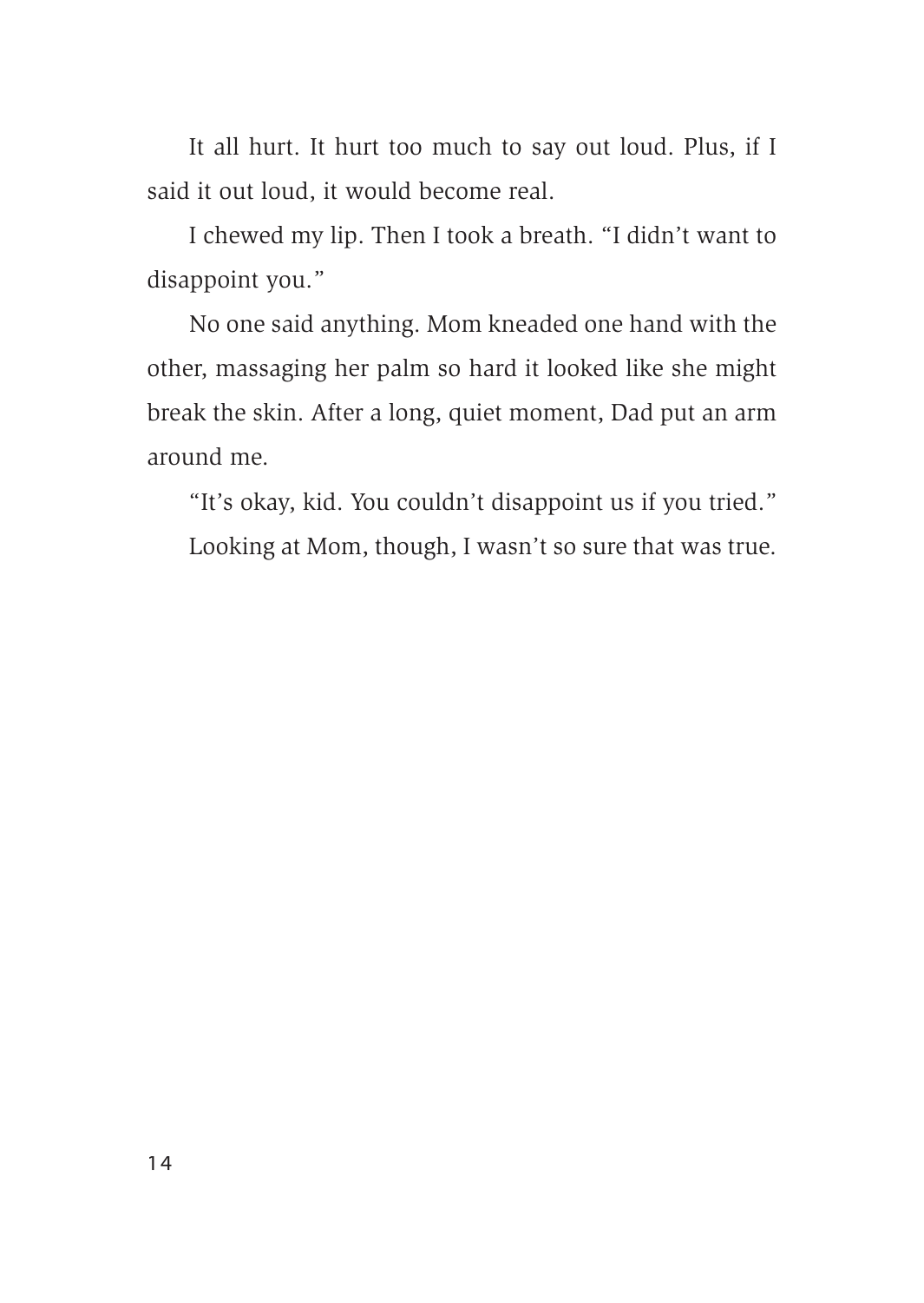It all hurt. It hurt too much to say out loud. Plus, if I said it out loud, it would become real.

I chewed my lip. Then I took a breath. "I didn't want to disappoint you."

No one said anything. Mom kneaded one hand with the other, massaging her palm so hard it looked like she might break the skin. After a long, quiet moment, Dad put an arm around me.

"It's okay, kid. You couldn't disappoint us if you tried."

Looking at Mom, though, I wasn't so sure that was true.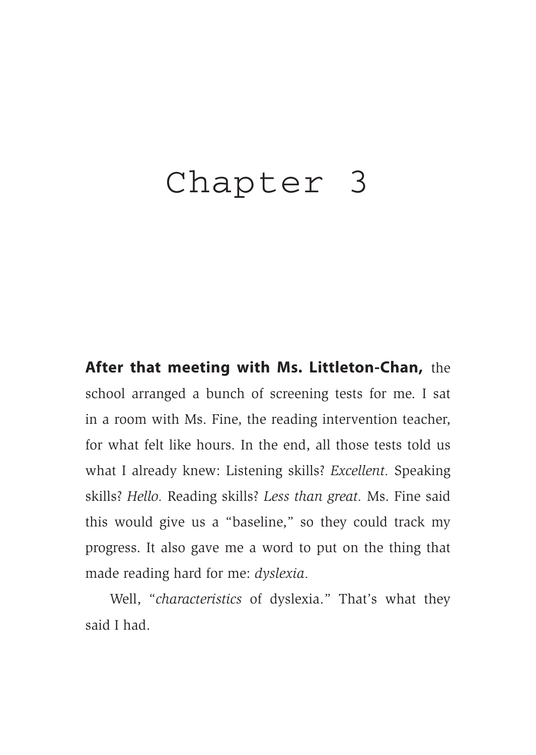# Chapter 3

**After that meeting with Ms. Littleton-Chan,** the school arranged a bunch of screening tests for me. I sat in a room with Ms. Fine, the reading intervention teacher, for what felt like hours. In the end, all those tests told us what I already knew: Listening skills? *Excellent.* Speaking skills? *Hello.* Reading skills? *Less than great.* Ms. Fine said this would give us a "baseline," so they could track my progress. It also gave me a word to put on the thing that made reading hard for me: *dyslexia.*

Well, "*characteristics* of dyslexia." That's what they said I had.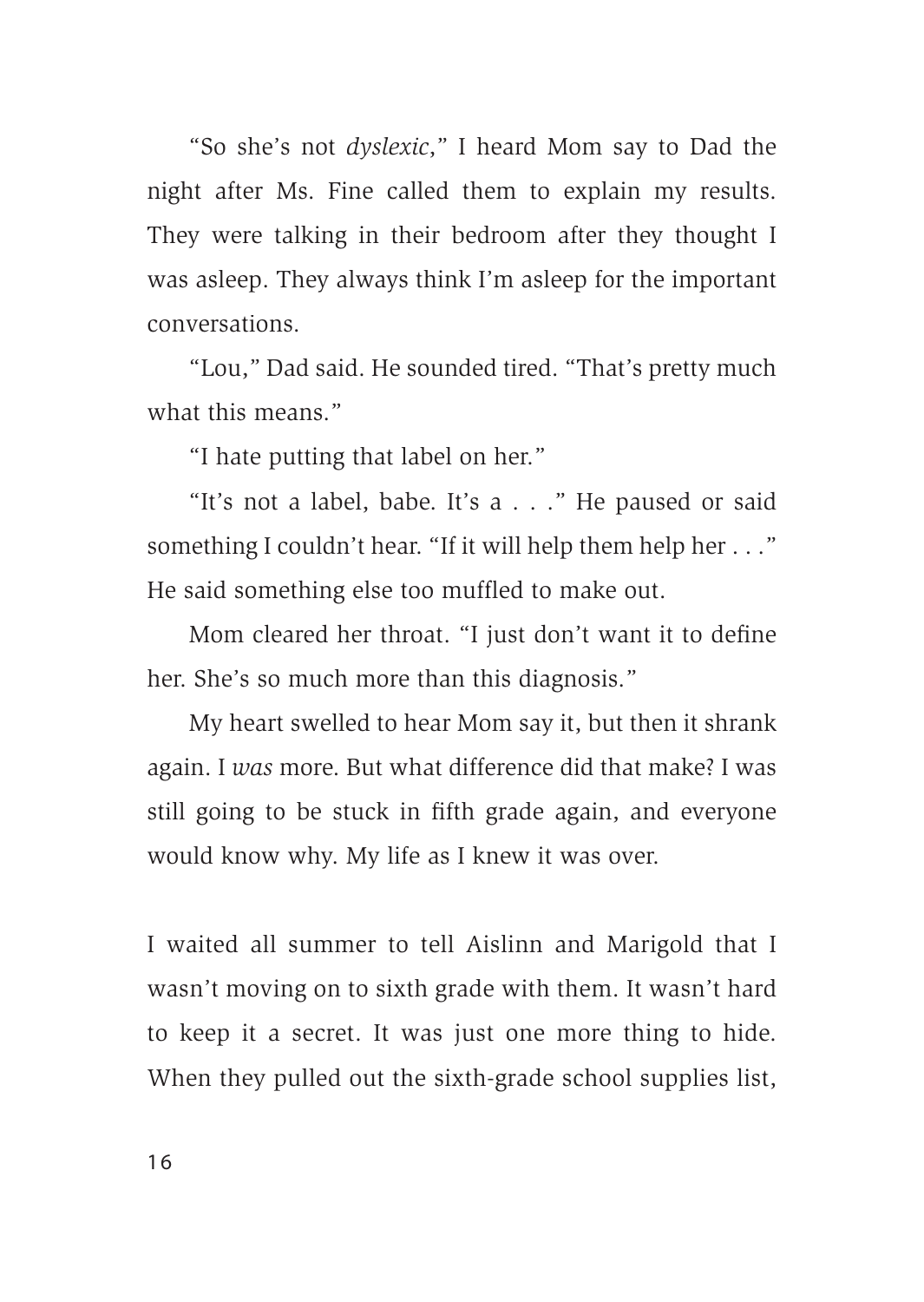"So she's not *dyslexic*," I heard Mom say to Dad the night after Ms. Fine called them to explain my results. They were talking in their bedroom after they thought I was asleep. They always think I'm asleep for the important conversations.

"Lou," Dad said. He sounded tired. "That's pretty much what this means."

"I hate putting that label on her."

"It's not a label, babe. It's a . . ." He paused or said something I couldn't hear. "If it will help them help her . . ." He said something else too muffled to make out.

Mom cleared her throat. "I just don't want it to define her. She's so much more than this diagnosis."

My heart swelled to hear Mom say it, but then it shrank again. I *was* more. But what difference did that make? I was still going to be stuck in fifth grade again, and everyone would know why. My life as I knew it was over.

I waited all summer to tell Aislinn and Marigold that I wasn't moving on to sixth grade with them. It wasn't hard to keep it a secret. It was just one more thing to hide. When they pulled out the sixth-grade school supplies list,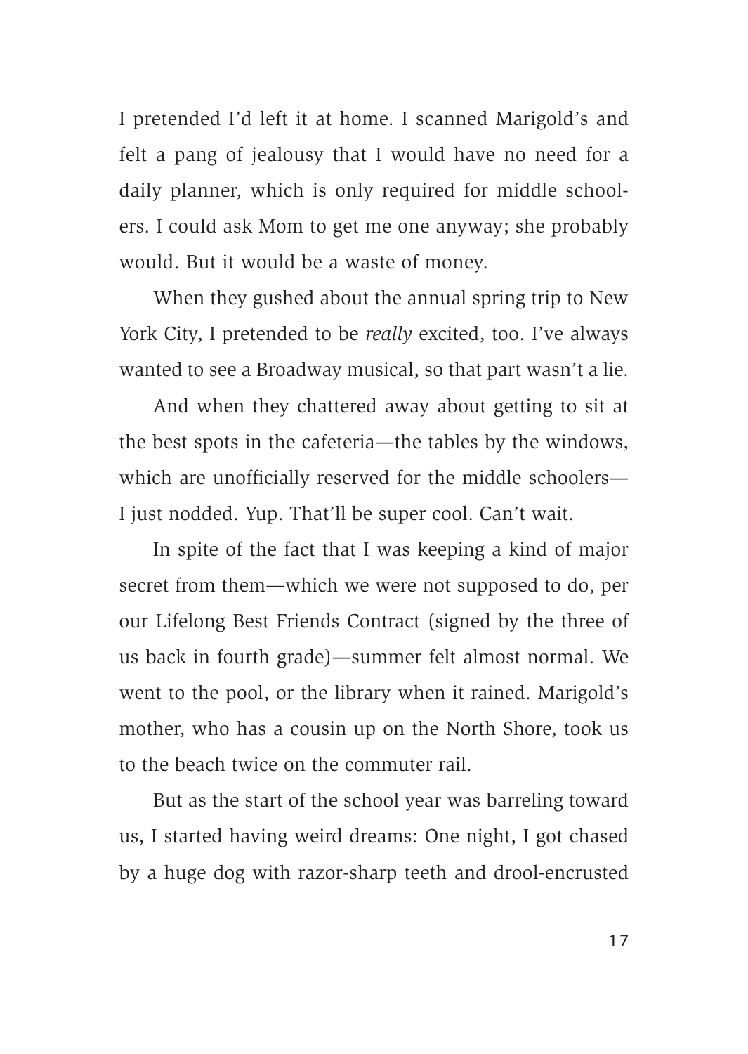I pretended I'd left it at home. I scanned Marigold's and felt a pang of jealousy that I would have no need for a daily planner, which is only required for middle schoolers. I could ask Mom to get me one anyway; she probably would. But it would be a waste of money.

When they gushed about the annual spring trip to New York City, I pretended to be *really* excited, too. I've always wanted to see a Broadway musical, so that part wasn't a lie.

And when they chattered away about getting to sit at the best spots in the cafeteria—the tables by the windows, which are unofficially reserved for the middle schoolers—I just nodded. Yup. That'll be super cool. Can't wait.

In spite of the fact that I was keeping a kind of major secret from them—which we were not supposed to do, per our Lifelong Best Friends Contract (signed by the three of us back in fourth grade)—summer felt almost normal. We went to the pool, or the library when it rained. Marigold's mother, who has a cousin up on the North Shore, took us to the beach twice on the commuter rail.

But as the start of the school year was barreling toward us, I started having weird dreams: One night, I got chased by a huge dog with razor-sharp teeth and drool-encrusted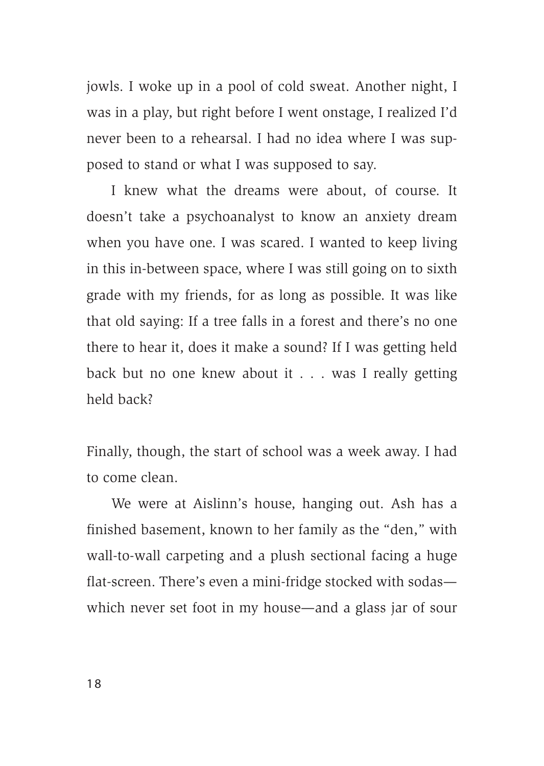jowls. I woke up in a pool of cold sweat. Another night, I was in a play, but right before I went onstage, I realized I'd never been to a rehearsal. I had no idea where I was supposed to stand or what I was supposed to say.

I knew what the dreams were about, of course. It doesn't take a psychoanalyst to know an anxiety dream when you have one. I was scared. I wanted to keep living in this in-between space, where I was still going on to sixth grade with my friends, for as long as possible. It was like that old saying: If a tree falls in a forest and there's no one there to hear it, does it make a sound? If I was getting held back but no one knew about it . . . was I really getting held back?

Finally, though, the start of school was a week away. I had to come clean.

We were at Aislinn's house, hanging out. Ash has a finished basement, known to her family as the "den," with wall-to-wall carpeting and a plush sectional facing a huge flat-screen. There's even a mini-fridge stocked with sodas—which never set foot in my house—and a glass jar of sour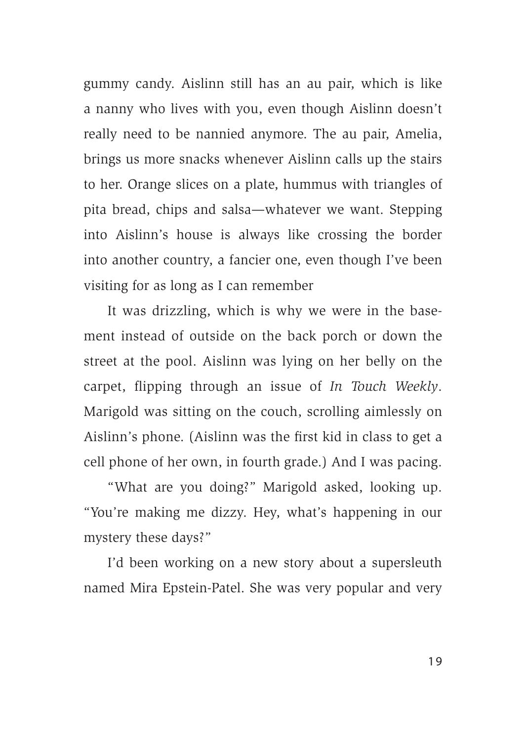gummy candy. Aislinn still has an au pair, which is like a nanny who lives with you, even though Aislinn doesn't really need to be nannied anymore. The au pair, Amelia, brings us more snacks whenever Aislinn calls up the stairs to her. Orange slices on a plate, hummus with triangles of pita bread, chips and salsa—whatever we want. Stepping into Aislinn's house is always like crossing the border into another country, a fancier one, even though I've been visiting for as long as I can remember

It was drizzling, which is why we were in the basement instead of outside on the back porch or down the street at the pool. Aislinn was lying on her belly on the carpet, flipping through an issue of *In Touch Weekly*. Marigold was sitting on the couch, scrolling aimlessly on Aislinn's phone. (Aislinn was the first kid in class to get a cell phone of her own, in fourth grade.) And I was pacing.

"What are you doing?" Marigold asked, looking up. "You're making me dizzy. Hey, what's happening in our mystery these days?"

I'd been working on a new story about a supersleuth named Mira Epstein-Patel. She was very popular and very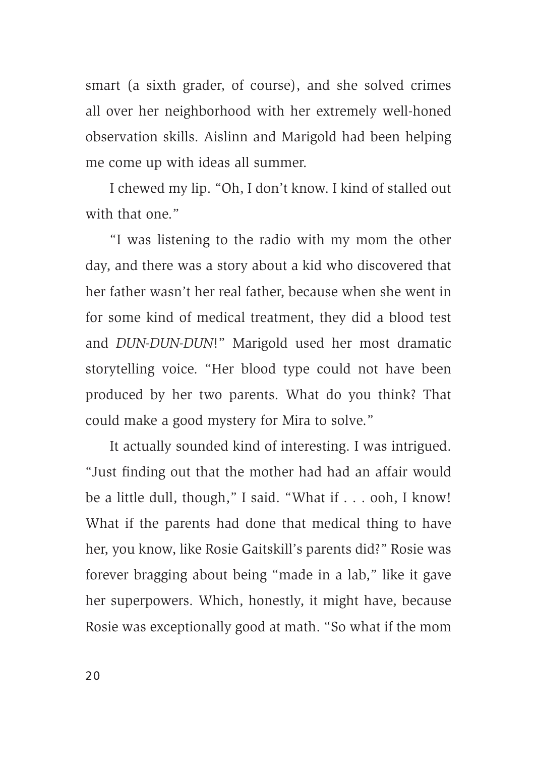smart (a sixth grader, of course), and she solved crimes all over her neighborhood with her extremely well-honed observation skills. Aislinn and Marigold had been helping me come up with ideas all summer.

I chewed my lip. "Oh, I don't know. I kind of stalled out with that one."

"I was listening to the radio with my mom the other day, and there was a story about a kid who discovered that her father wasn't her real father, because when she went in for some kind of medical treatment, they did a blood test and *DUN-DUN-DUN*!" Marigold used her most dramatic storytelling voice. "Her blood type could not have been produced by her two parents. What do you think? That could make a good mystery for Mira to solve."

It actually sounded kind of interesting. I was intrigued. "Just finding out that the mother had had an affair would be a little dull, though," I said. "What if . . . ooh, I know! What if the parents had done that medical thing to have her, you know, like Rosie Gaitskill's parents did?" Rosie was forever bragging about being "made in a lab," like it gave her superpowers. Which, honestly, it might have, because Rosie was exceptionally good at math. "So what if the mom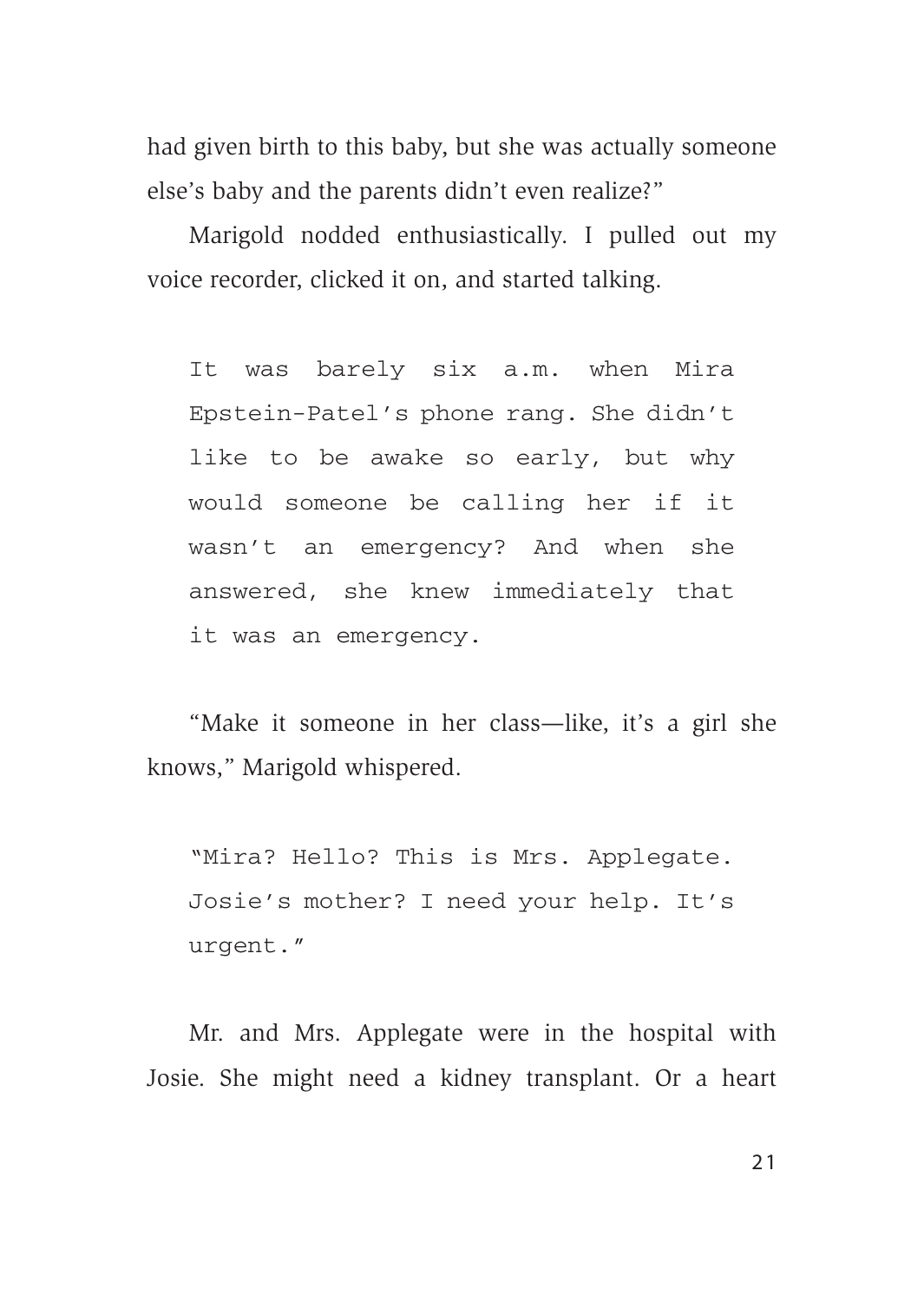had given birth to this baby, but she was actually someone else's baby and the parents didn't even realize?"

Marigold nodded enthusiastically. I pulled out my voice recorder, clicked it on, and started talking.

> It was barely six a.m. when Mira Epstein-Patel's phone rang. She didn't like to be awake so early, but why would someone be calling her if it wasn't an emergency? And when she answered, she knew immediately that it was an emergency.

"Make it someone in her class—like, it's a girl she knows," Marigold whispered.

> "Mira? Hello? This is Mrs. Applegate. Josie's mother? I need your help. It's urgent."

Mr. and Mrs. Applegate were in the hospital with Josie. She might need a kidney transplant. Or a heart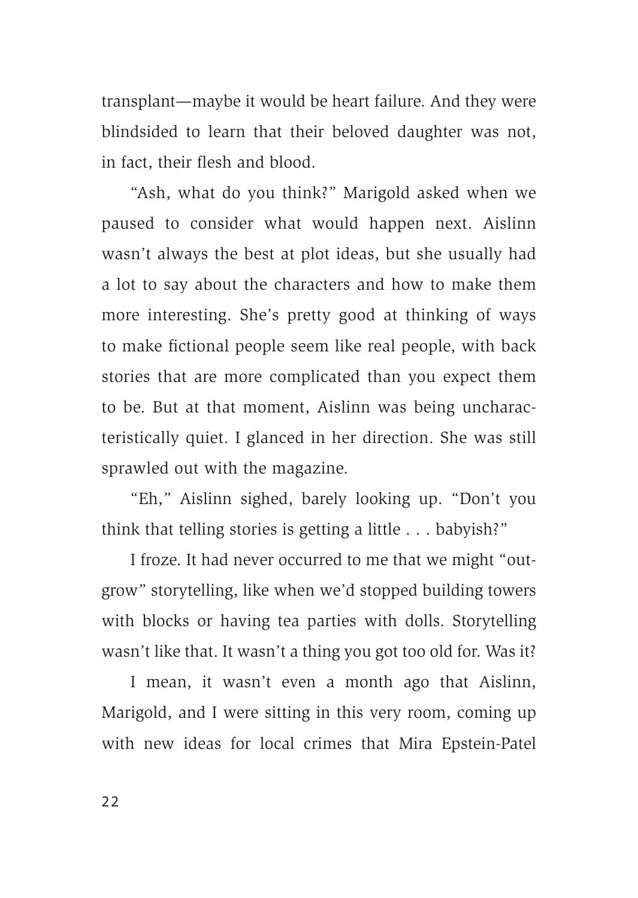transplant—maybe it would be heart failure. And they were blindsided to learn that their beloved daughter was not, in fact, their flesh and blood.

"Ash, what do you think?" Marigold asked when we paused to consider what would happen next. Aislinn wasn't always the best at plot ideas, but she usually had a lot to say about the characters and how to make them more interesting. She's pretty good at thinking of ways to make fictional people seem like real people, with back stories that are more complicated than you expect them to be. But at that moment, Aislinn was being uncharacteristically quiet. I glanced in her direction. She was still sprawled out with the magazine.

"Eh," Aislinn sighed, barely looking up. "Don't you think that telling stories is getting a little . . . babyish?"

I froze. It had never occurred to me that we might "outgrow" storytelling, like when we'd stopped building towers with blocks or having tea parties with dolls. Storytelling wasn't like that. It wasn't a thing you got too old for. Was it?

I mean, it wasn't even a month ago that Aislinn, Marigold, and I were sitting in this very room, coming up with new ideas for local crimes that Mira Epstein-Patel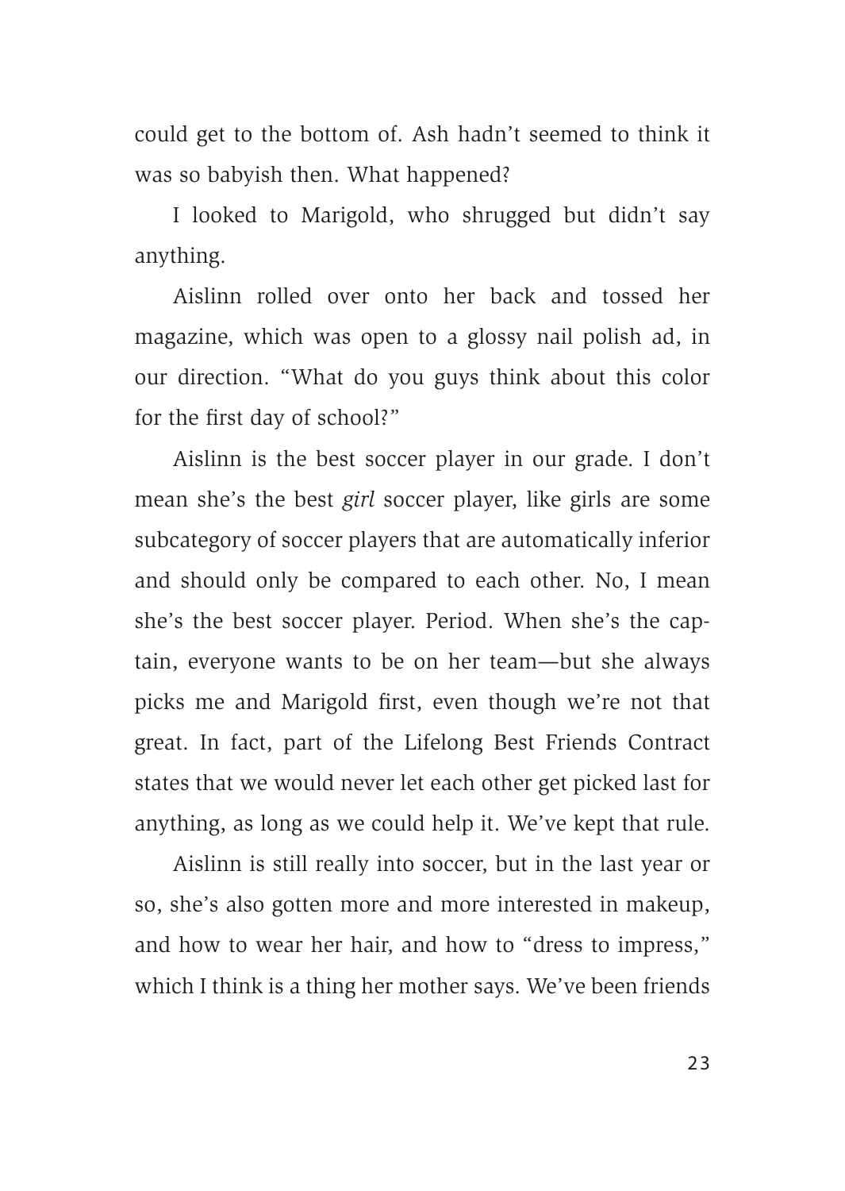could get to the bottom of. Ash hadn't seemed to think it was so babyish then. What happened?

I looked to Marigold, who shrugged but didn't say anything.

Aislinn rolled over onto her back and tossed her magazine, which was open to a glossy nail polish ad, in our direction. "What do you guys think about this color for the first day of school?"

Aislinn is the best soccer player in our grade. I don't mean she's the best *girl* soccer player, like girls are some subcategory of soccer players that are automatically inferior and should only be compared to each other. No, I mean she's the best soccer player. Period. When she's the captain, everyone wants to be on her team—but she always picks me and Marigold first, even though we're not that great. In fact, part of the Lifelong Best Friends Contract states that we would never let each other get picked last for anything, as long as we could help it. We've kept that rule.

Aislinn is still really into soccer, but in the last year or so, she's also gotten more and more interested in makeup, and how to wear her hair, and how to "dress to impress," which I think is a thing her mother says. We've been friends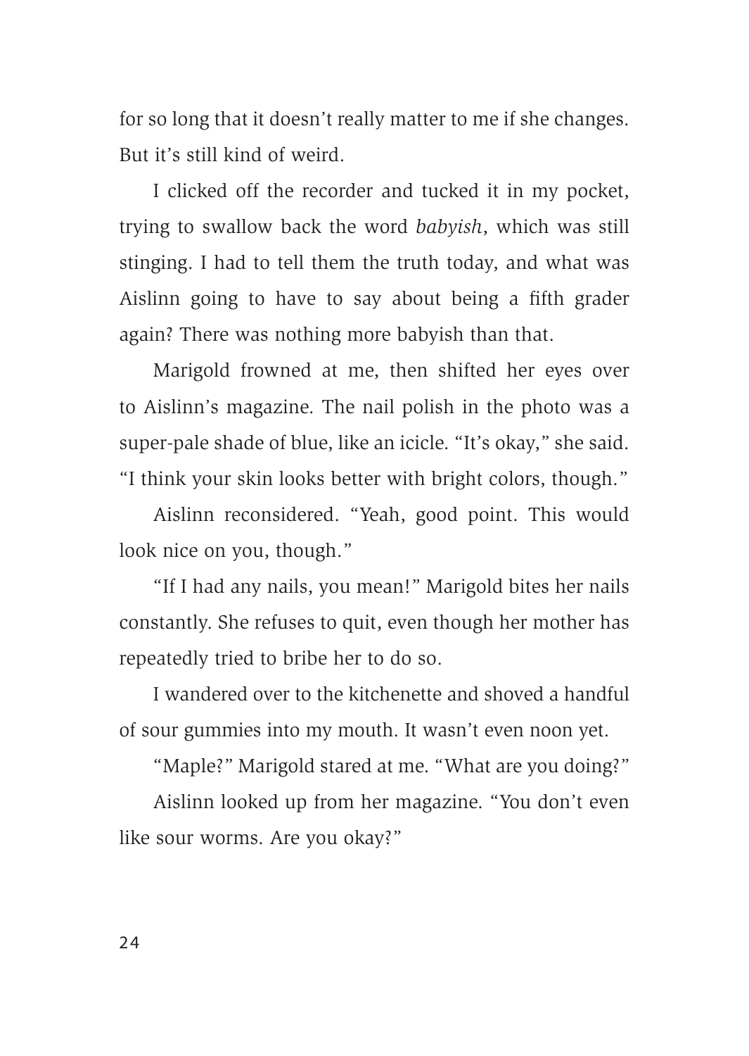for so long that it doesn't really matter to me if she changes. But it's still kind of weird.

I clicked off the recorder and tucked it in my pocket, trying to swallow back the word *babyish*, which was still stinging. I had to tell them the truth today, and what was Aislinn going to have to say about being a fifth grader again? There was nothing more babyish than that.

Marigold frowned at me, then shifted her eyes over to Aislinn's magazine. The nail polish in the photo was a super-pale shade of blue, like an icicle. "It's okay," she said. "I think your skin looks better with bright colors, though."

Aislinn reconsidered. "Yeah, good point. This would look nice on you, though."

"If I had any nails, you mean!" Marigold bites her nails constantly. She refuses to quit, even though her mother has repeatedly tried to bribe her to do so.

I wandered over to the kitchenette and shoved a handful of sour gummies into my mouth. It wasn't even noon yet.

"Maple?" Marigold stared at me. "What are you doing?"

Aislinn looked up from her magazine. "You don't even like sour worms. Are you okay?"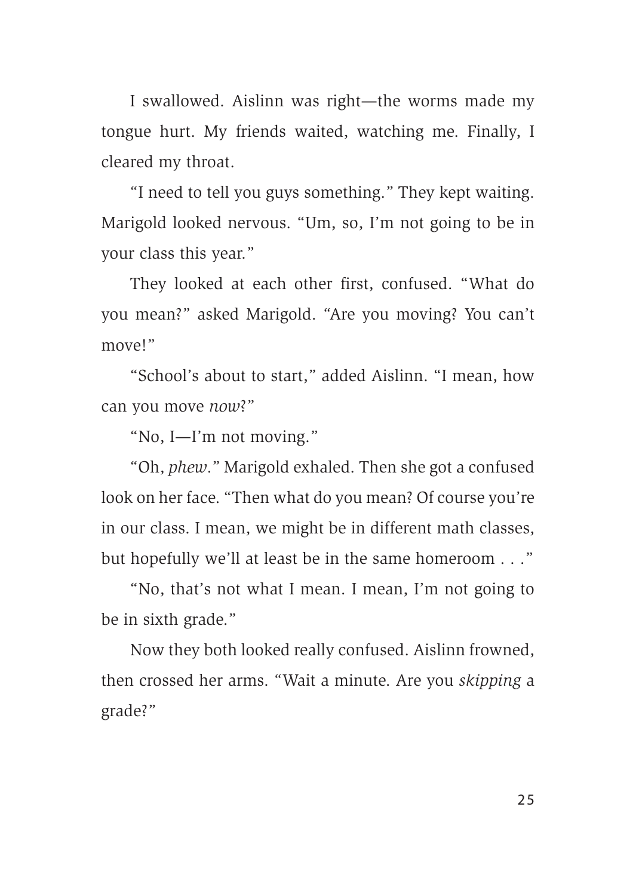I swallowed. Aislinn was right—the worms made my tongue hurt. My friends waited, watching me. Finally, I cleared my throat.

"I need to tell you guys something." They kept waiting. Marigold looked nervous. "Um, so, I'm not going to be in your class this year."

They looked at each other first, confused. "What do you mean?" asked Marigold. "Are you moving? You can't move!"

"School's about to start," added Aislinn. "I mean, how can you move *now*?"

"No, I—I'm not moving."

"Oh, *phew*." Marigold exhaled. Then she got a confused look on her face. "Then what do you mean? Of course you're in our class. I mean, we might be in different math classes, but hopefully we'll at least be in the same homeroom . . ."

"No, that's not what I mean. I mean, I'm not going to be in sixth grade."

Now they both looked really confused. Aislinn frowned, then crossed her arms. "Wait a minute. Are you *skipping* a grade?"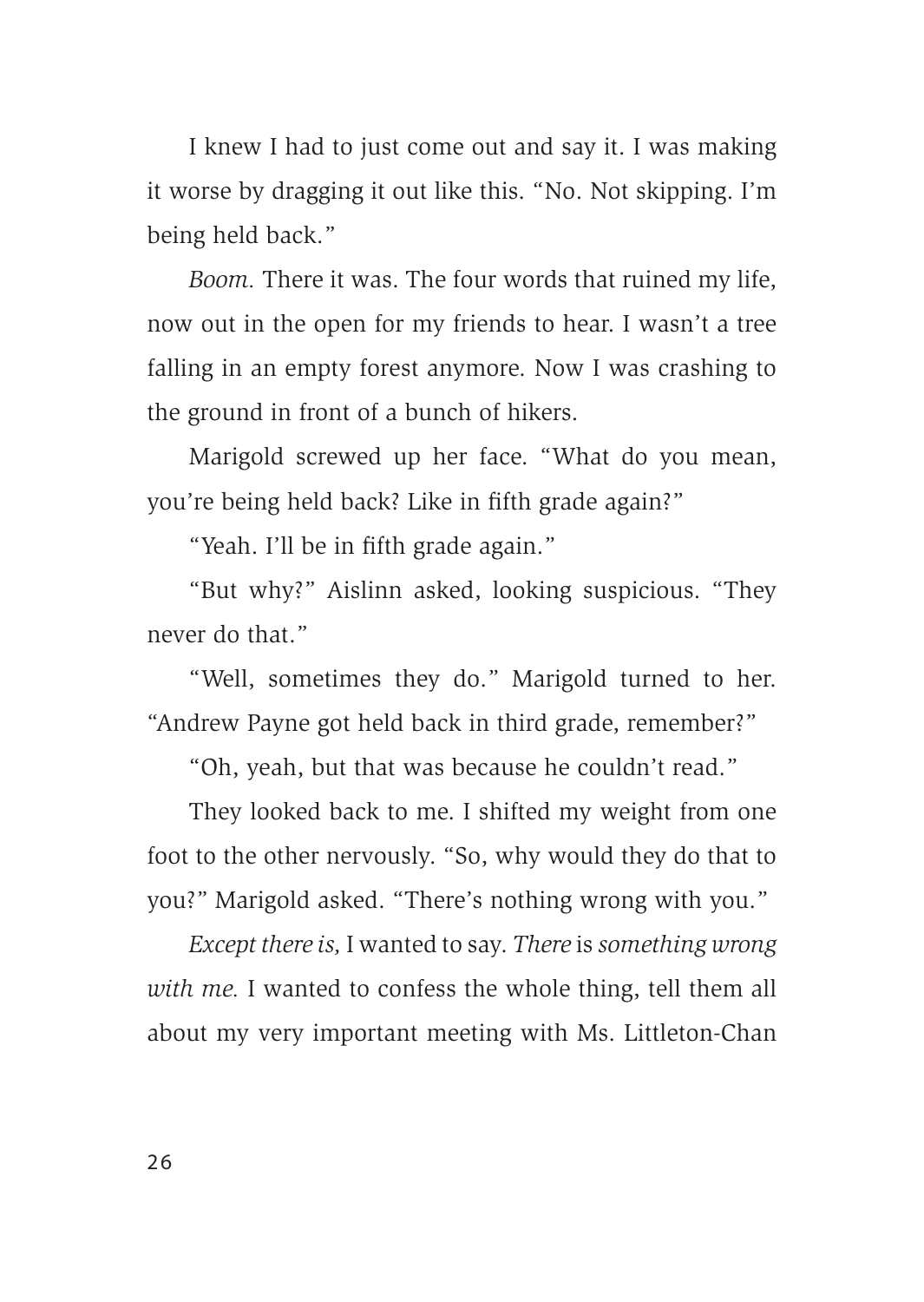I knew I had to just come out and say it. I was making it worse by dragging it out like this. "No. Not skipping. I'm being held back."

*Boom.* There it was. The four words that ruined my life, now out in the open for my friends to hear. I wasn't a tree falling in an empty forest anymore. Now I was crashing to the ground in front of a bunch of hikers.

Marigold screwed up her face. "What do you mean, you're being held back? Like in fifth grade again?"

"Yeah. I'll be in fifth grade again."

"But why?" Aislinn asked, looking suspicious. "They never do that."

"Well, sometimes they do." Marigold turned to her. "Andrew Payne got held back in third grade, remember?"

"Oh, yeah, but that was because he couldn't read."

They looked back to me. I shifted my weight from one foot to the other nervously. "So, why would they do that to you?" Marigold asked. "There's nothing wrong with you."

*Except there is,* I wanted to say. *There* is *something wrong with me.* I wanted to confess the whole thing, tell them all about my very important meeting with Ms. Littleton-Chan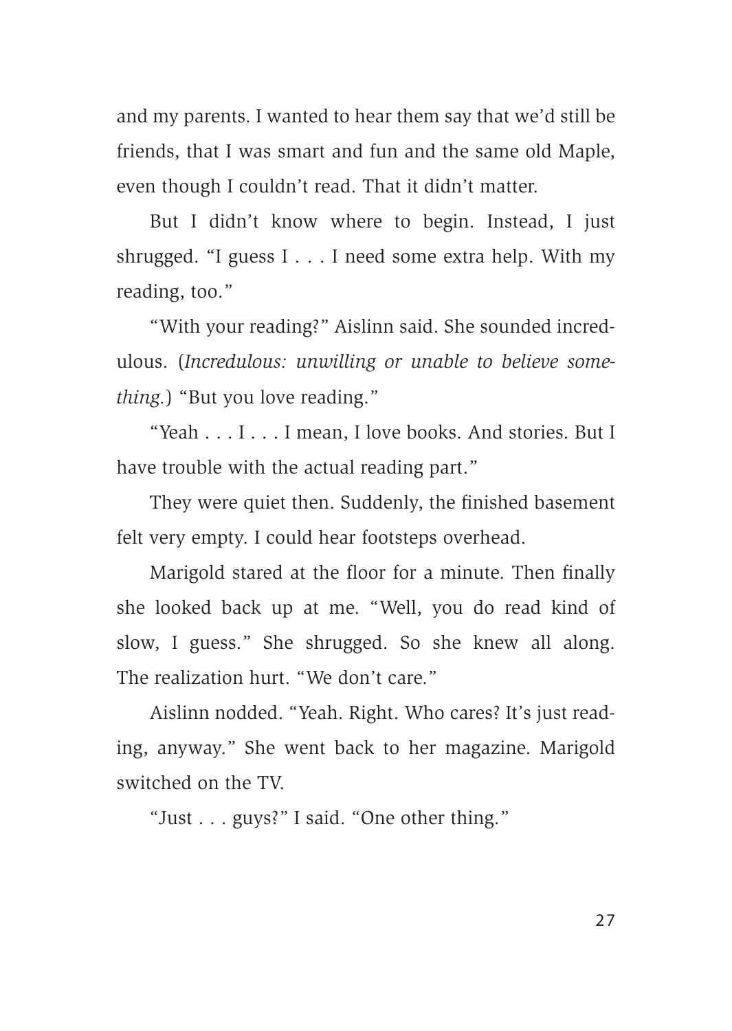and my parents. I wanted to hear them say that we'd still be friends, that I was smart and fun and the same old Maple, even though I couldn't read. That it didn't matter.

But I didn't know where to begin. Instead, I just shrugged. "I guess I . . . I need some extra help. With my reading, too."

"With your reading?" Aislinn said. She sounded incredulous. (*Incredulous: unwilling or unable to believe something.*) "But you love reading."

"Yeah . . . I . . . I mean, I love books. And stories. But I have trouble with the actual reading part."

They were quiet then. Suddenly, the finished basement felt very empty. I could hear footsteps overhead.

Marigold stared at the floor for a minute. Then finally she looked back up at me. "Well, you do read kind of slow, I guess." She shrugged. So she knew all along. The realization hurt. "We don't care."

Aislinn nodded. "Yeah. Right. Who cares? It's just reading, anyway." She went back to her magazine. Marigold switched on the TV.

"Just . . . guys?" I said. "One other thing."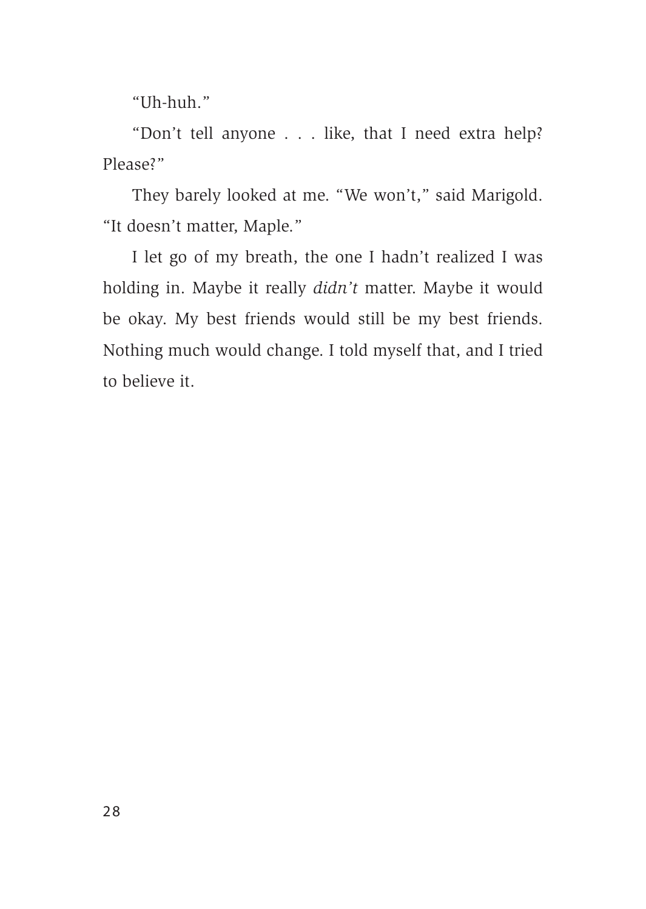"Uh-huh."

"Don't tell anyone . . . like, that I need extra help? Please?"

They barely looked at me. "We won't," said Marigold. "It doesn't matter, Maple."

I let go of my breath, the one I hadn't realized I was holding in. Maybe it really *didn't* matter. Maybe it would be okay. My best friends would still be my best friends. Nothing much would change. I told myself that, and I tried to believe it.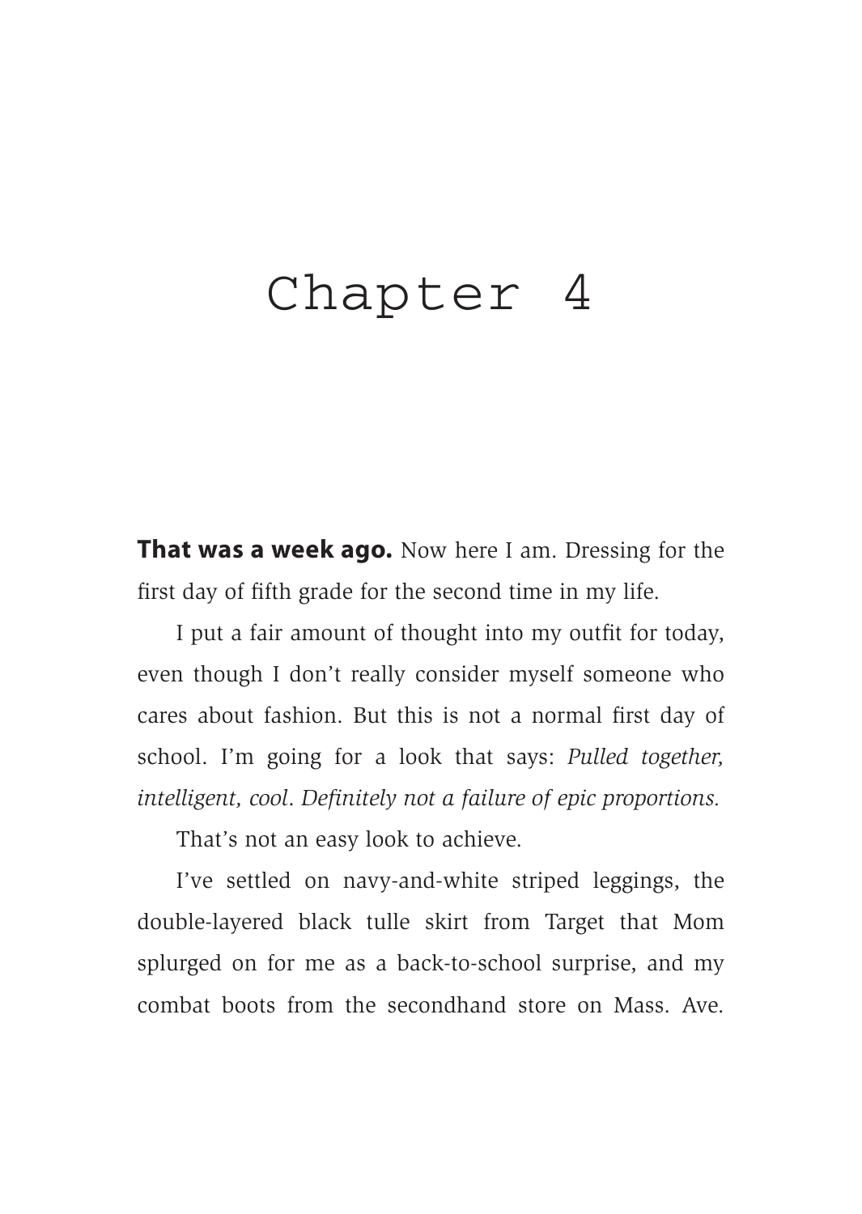# Chapter 4

**That was a week ago.** Now here I am. Dressing for the first day of fifth grade for the second time in my life.

I put a fair amount of thought into my outfit for today, even though I don't really consider myself someone who cares about fashion. But this is not a normal first day of school. I'm going for a look that says: *Pulled together, intelligent, cool. Definitely not a failure of epic proportions.*

That's not an easy look to achieve.

I've settled on navy-and-white striped leggings, the double-layered black tulle skirt from Target that Mom splurged on for me as a back-to-school surprise, and my combat boots from the secondhand store on Mass. Ave.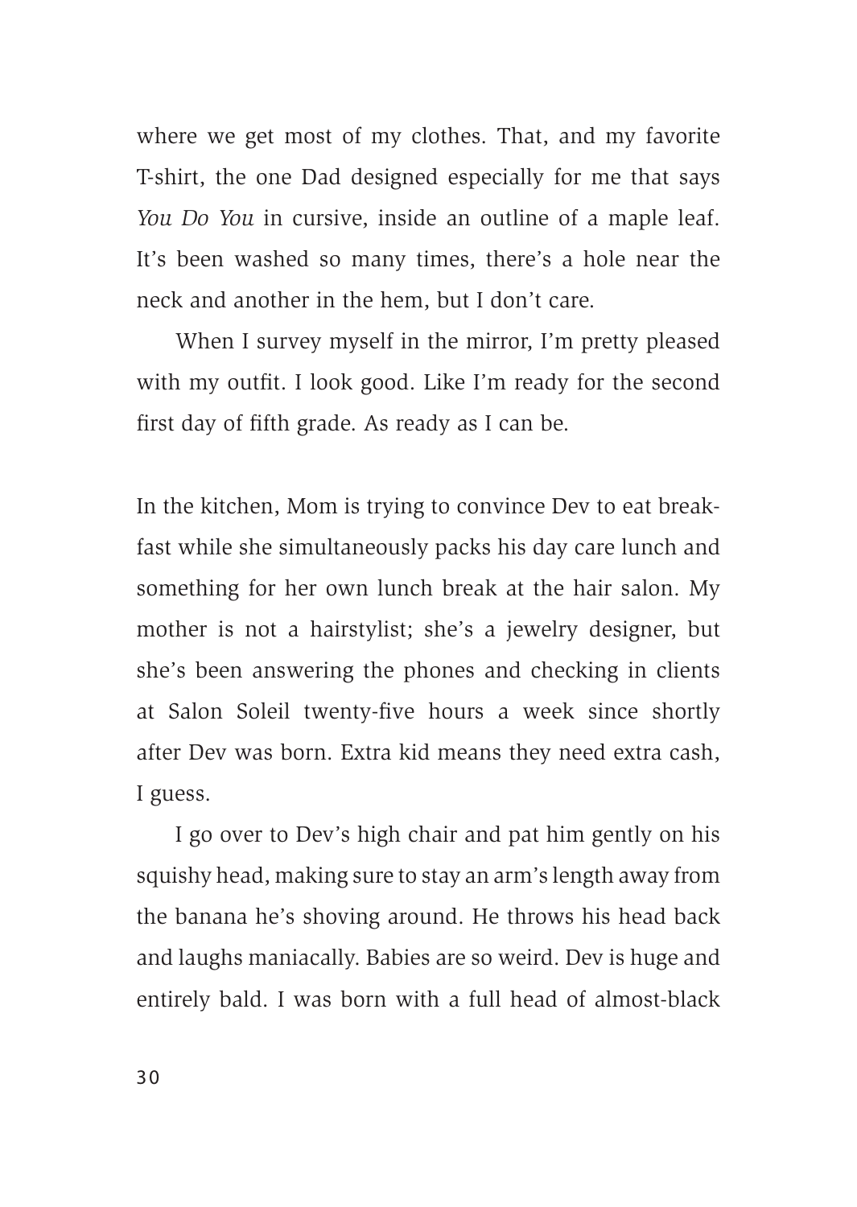where we get most of my clothes. That, and my favorite T-shirt, the one Dad designed especially for me that says *You Do You* in cursive, inside an outline of a maple leaf. It's been washed so many times, there's a hole near the neck and another in the hem, but I don't care.

When I survey myself in the mirror, I'm pretty pleased with my outfit. I look good. Like I'm ready for the second first day of fifth grade. As ready as I can be.

In the kitchen, Mom is trying to convince Dev to eat breakfast while she simultaneously packs his day care lunch and something for her own lunch break at the hair salon. My mother is not a hairstylist; she's a jewelry designer, but she's been answering the phones and checking in clients at Salon Soleil twenty-five hours a week since shortly after Dev was born. Extra kid means they need extra cash, I guess.

I go over to Dev's high chair and pat him gently on his squishy head, making sure to stay an arm's length away from the banana he's shoving around. He throws his head back and laughs maniacally. Babies are so weird. Dev is huge and entirely bald. I was born with a full head of almost-black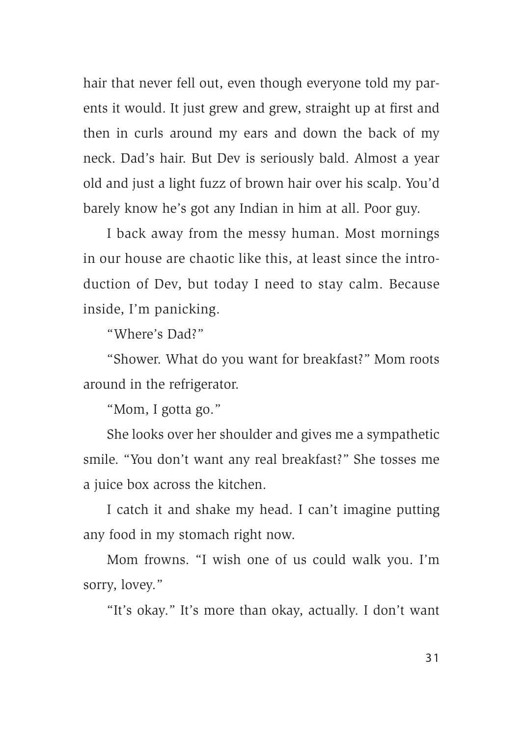hair that never fell out, even though everyone told my parents it would. It just grew and grew, straight up at first and then in curls around my ears and down the back of my neck. Dad's hair. But Dev is seriously bald. Almost a year old and just a light fuzz of brown hair over his scalp. You'd barely know he's got any Indian in him at all. Poor guy.

I back away from the messy human. Most mornings in our house are chaotic like this, at least since the introduction of Dev, but today I need to stay calm. Because inside, I'm panicking.

"Where's Dad?"

"Shower. What do you want for breakfast?" Mom roots around in the refrigerator.

"Mom, I gotta go."

She looks over her shoulder and gives me a sympathetic smile. "You don't want any real breakfast?" She tosses me a juice box across the kitchen.

I catch it and shake my head. I can't imagine putting any food in my stomach right now.

Mom frowns. "I wish one of us could walk you. I'm sorry, lovey."

"It's okay." It's more than okay, actually. I don't want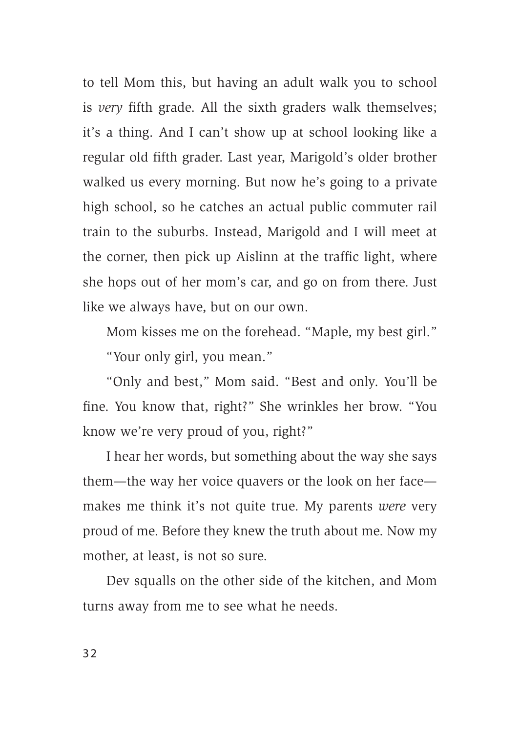to tell Mom this, but having an adult walk you to school is *very* fifth grade. All the sixth graders walk themselves; it's a thing. And I can't show up at school looking like a regular old fifth grader. Last year, Marigold's older brother walked us every morning. But now he's going to a private high school, so he catches an actual public commuter rail train to the suburbs. Instead, Marigold and I will meet at the corner, then pick up Aislinn at the traffic light, where she hops out of her mom's car, and go on from there. Just like we always have, but on our own.

Mom kisses me on the forehead. "Maple, my best girl."

"Your only girl, you mean."

"Only and best," Mom said. "Best and only. You'll be fine. You know that, right?" She wrinkles her brow. "You know we're very proud of you, right?"

I hear her words, but something about the way she says them—the way her voice quavers or the look on her face—makes me think it's not quite true. My parents *were* very proud of me. Before they knew the truth about me. Now my mother, at least, is not so sure.

Dev squalls on the other side of the kitchen, and Mom turns away from me to see what he needs.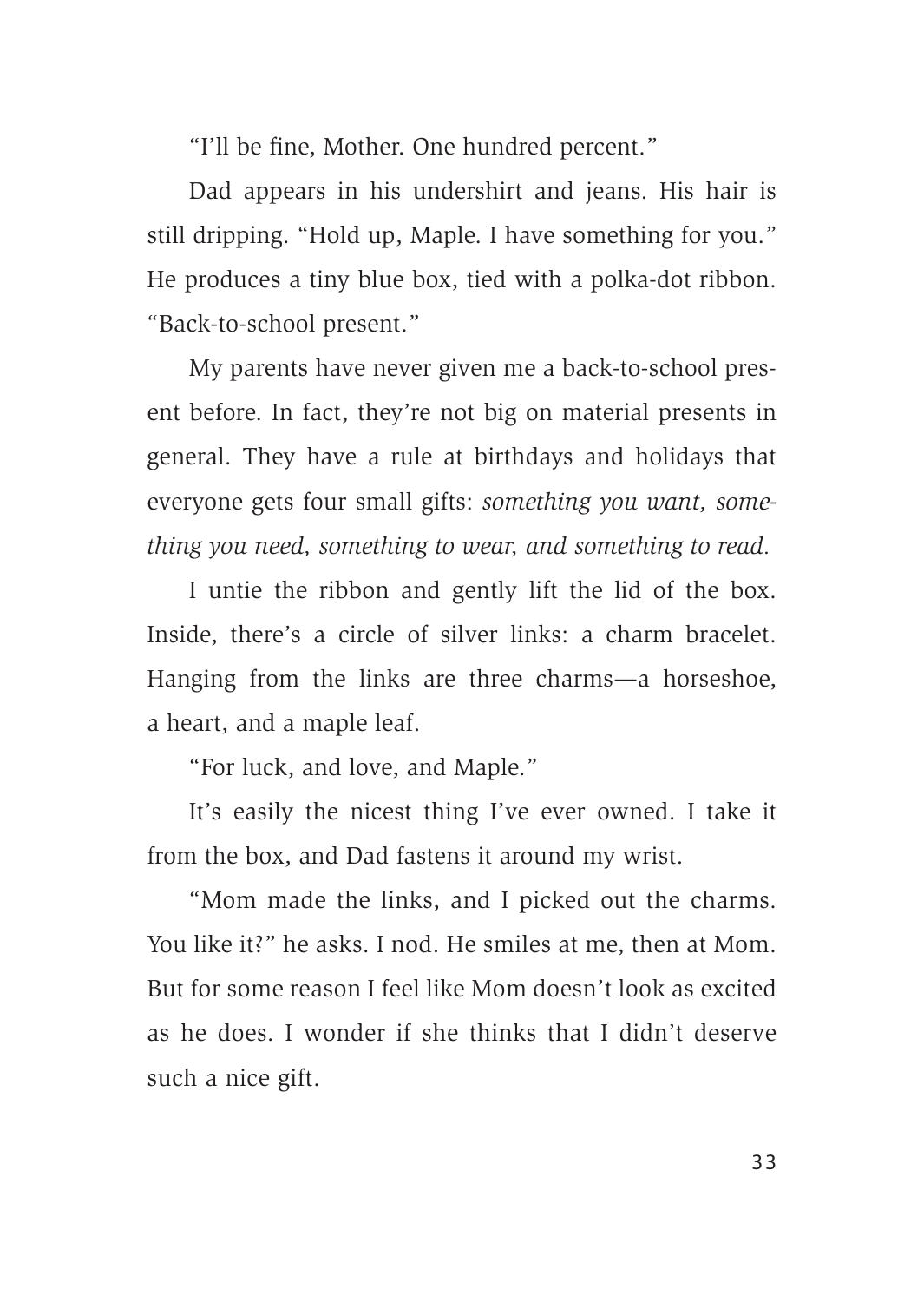"I'll be fine, Mother. One hundred percent."

Dad appears in his undershirt and jeans. His hair is still dripping. "Hold up, Maple. I have something for you." He produces a tiny blue box, tied with a polka-dot ribbon. "Back-to-school present."

My parents have never given me a back-to-school present before. In fact, they're not big on material presents in general. They have a rule at birthdays and holidays that everyone gets four small gifts: *something you want, something you need, something to wear, and something to read.*

I untie the ribbon and gently lift the lid of the box. Inside, there's a circle of silver links: a charm bracelet. Hanging from the links are three charms—a horseshoe, a heart, and a maple leaf.

"For luck, and love, and Maple."

It's easily the nicest thing I've ever owned. I take it from the box, and Dad fastens it around my wrist.

"Mom made the links, and I picked out the charms. You like it?" he asks. I nod. He smiles at me, then at Mom. But for some reason I feel like Mom doesn't look as excited as he does. I wonder if she thinks that I didn't deserve such a nice gift.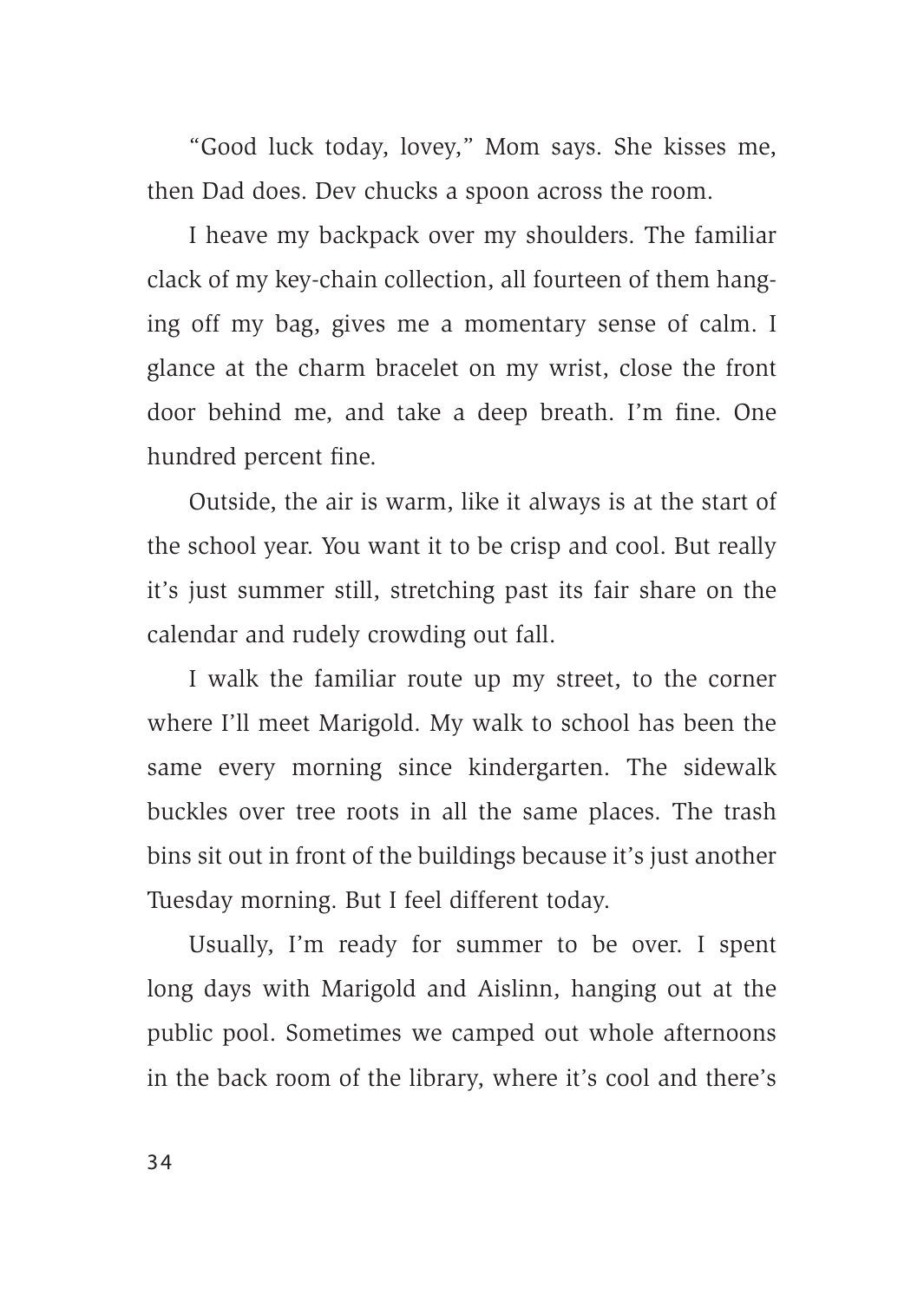"Good luck today, lovey," Mom says. She kisses me, then Dad does. Dev chucks a spoon across the room.

I heave my backpack over my shoulders. The familiar clack of my key-chain collection, all fourteen of them hanging off my bag, gives me a momentary sense of calm. I glance at the charm bracelet on my wrist, close the front door behind me, and take a deep breath. I'm fine. One hundred percent fine.

Outside, the air is warm, like it always is at the start of the school year. You want it to be crisp and cool. But really it's just summer still, stretching past its fair share on the calendar and rudely crowding out fall.

I walk the familiar route up my street, to the corner where I'll meet Marigold. My walk to school has been the same every morning since kindergarten. The sidewalk buckles over tree roots in all the same places. The trash bins sit out in front of the buildings because it's just another Tuesday morning. But I feel different today.

Usually, I'm ready for summer to be over. I spent long days with Marigold and Aislinn, hanging out at the public pool. Sometimes we camped out whole afternoons in the back room of the library, where it's cool and there's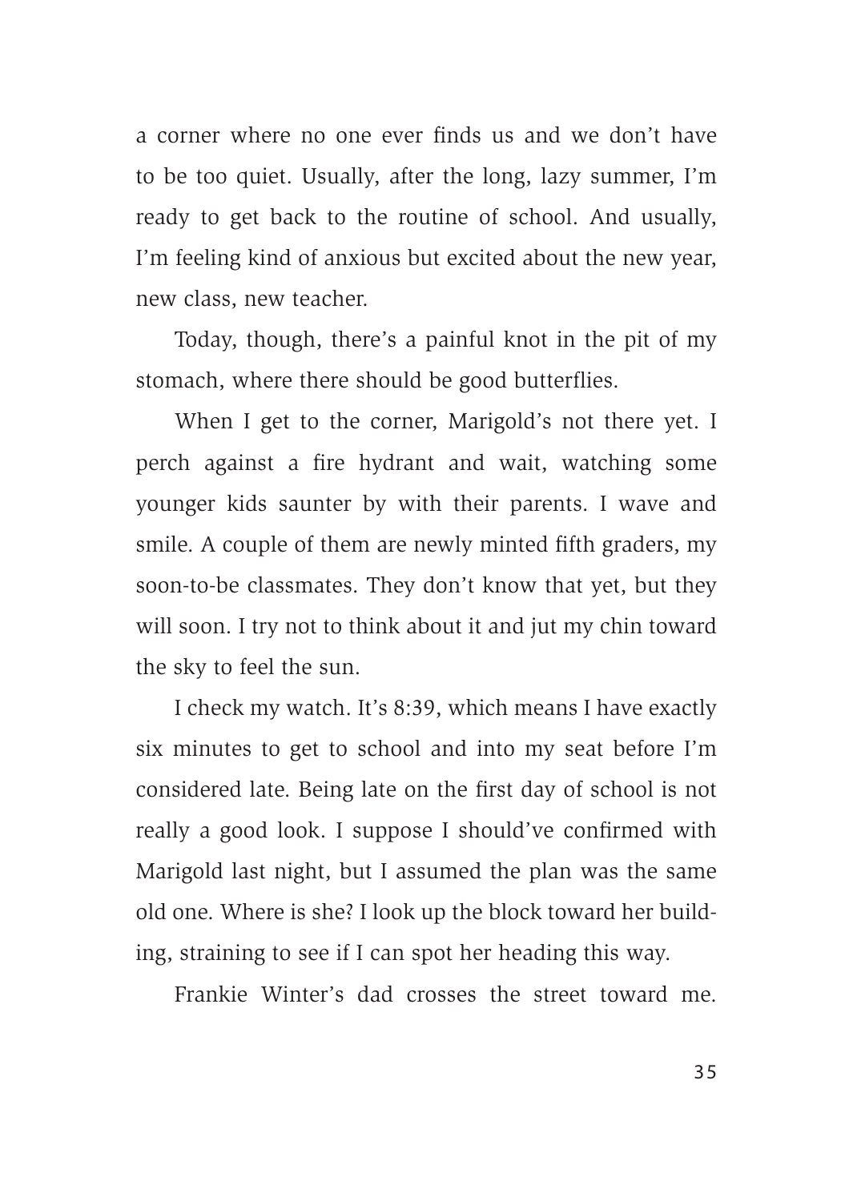a corner where no one ever finds us and we don't have to be too quiet. Usually, after the long, lazy summer, I'm ready to get back to the routine of school. And usually, I'm feeling kind of anxious but excited about the new year, new class, new teacher.

Today, though, there's a painful knot in the pit of my stomach, where there should be good butterflies.

When I get to the corner, Marigold's not there yet. I perch against a fire hydrant and wait, watching some younger kids saunter by with their parents. I wave and smile. A couple of them are newly minted fifth graders, my soon-to-be classmates. They don't know that yet, but they will soon. I try not to think about it and jut my chin toward the sky to feel the sun.

I check my watch. It's 8:39, which means I have exactly six minutes to get to school and into my seat before I'm considered late. Being late on the first day of school is not really a good look. I suppose I should've confirmed with Marigold last night, but I assumed the plan was the same old one. Where is she? I look up the block toward her building, straining to see if I can spot her heading this way.

Frankie Winter's dad crosses the street toward me.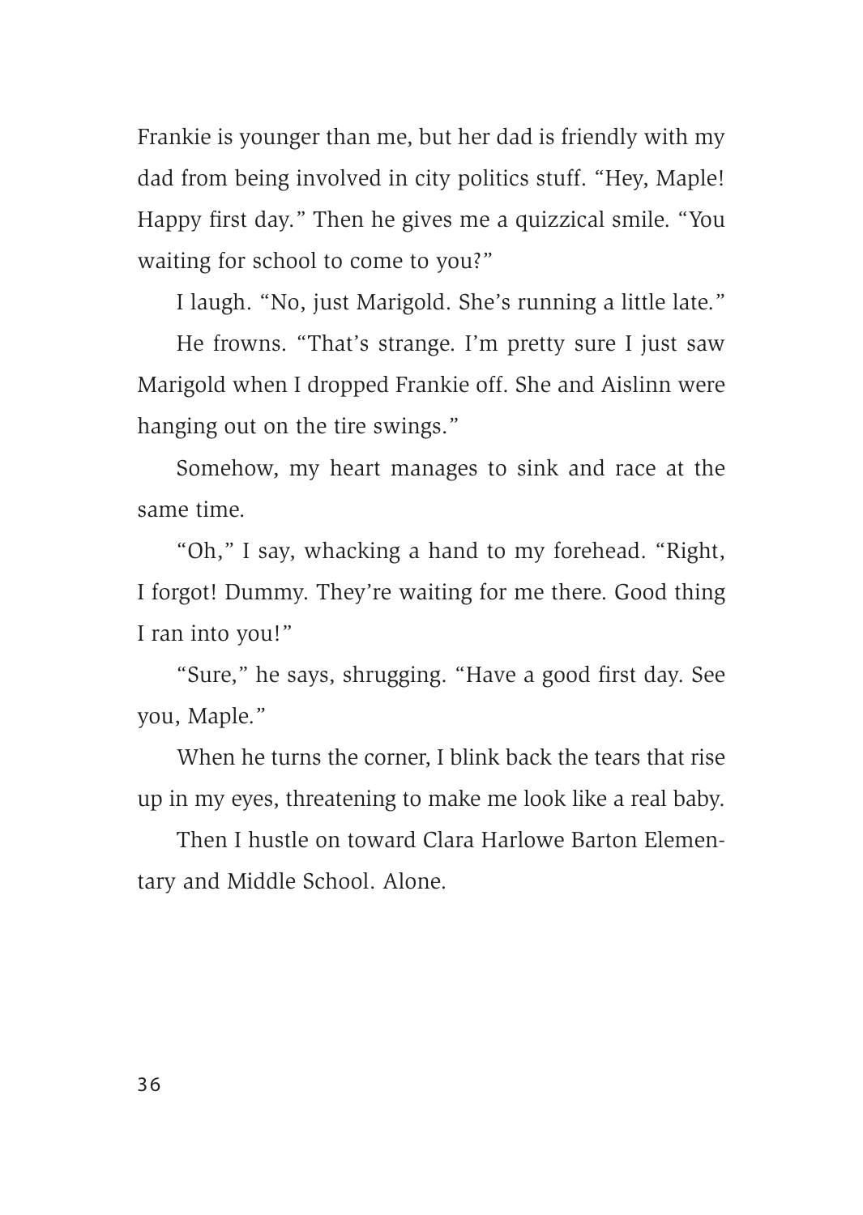Frankie is younger than me, but her dad is friendly with my dad from being involved in city politics stuff. “Hey, Maple! Happy first day.” Then he gives me a quizzical smile. “You waiting for school to come to you?”

I laugh. “No, just Marigold. She’s running a little late.”

He frowns. “That’s strange. I’m pretty sure I just saw Marigold when I dropped Frankie off. She and Aislinn were hanging out on the tire swings.”

Somehow, my heart manages to sink and race at the same time.

“Oh,” I say, whacking a hand to my forehead. “Right, I forgot! Dummy. They’re waiting for me there. Good thing I ran into you!”

“Sure,” he says, shrugging. “Have a good first day. See you, Maple.”

When he turns the corner, I blink back the tears that rise up in my eyes, threatening to make me look like a real baby.

Then I hustle on toward Clara Harlowe Barton Elementary and Middle School. Alone.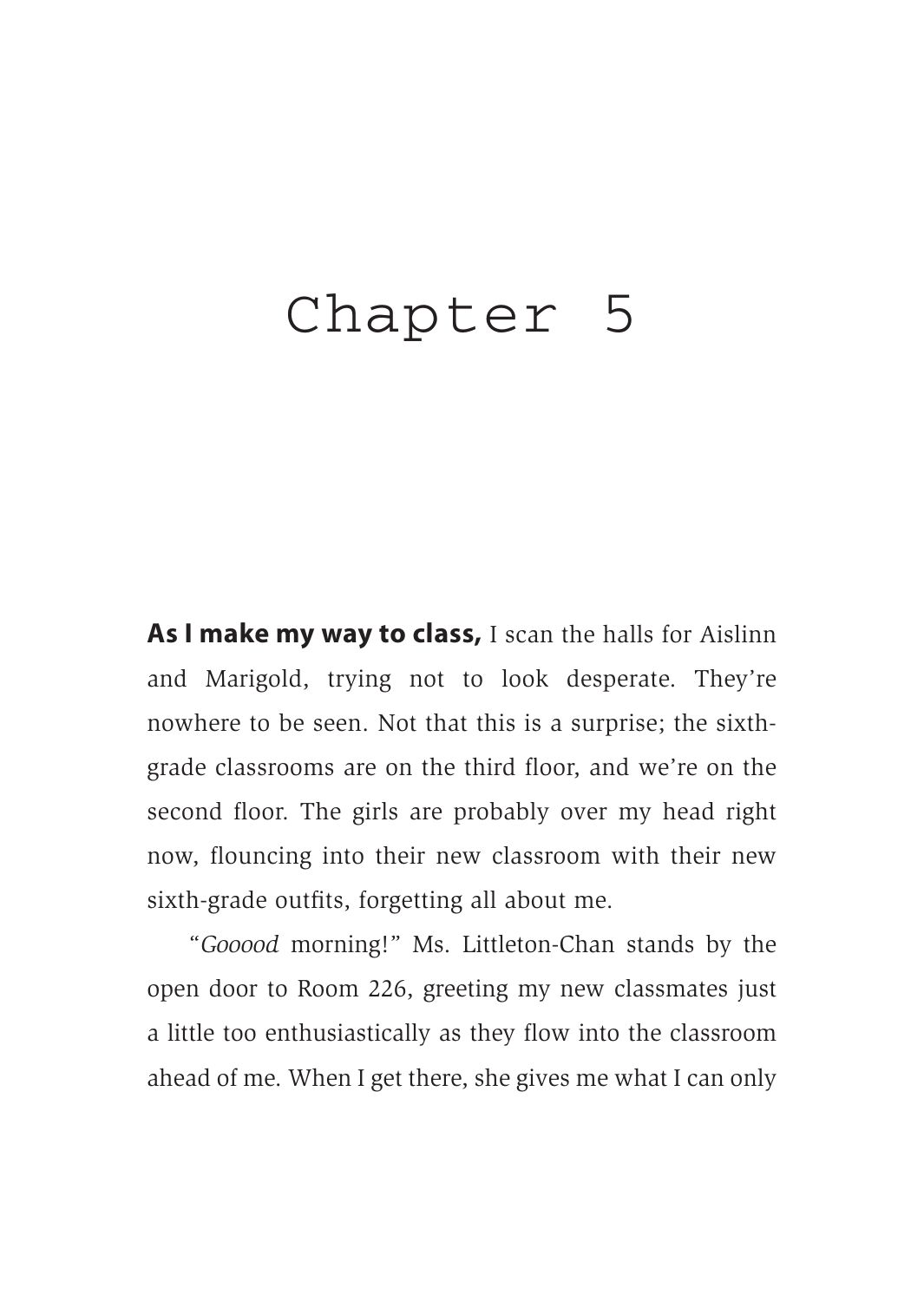# Chapter 5

**As I make my way to class,** I scan the halls for Aislinn and Marigold, trying not to look desperate. They're nowhere to be seen. Not that this is a surprise; the sixth-grade classrooms are on the third floor, and we're on the second floor. The girls are probably over my head right now, flouncing into their new classroom with their new sixth-grade outfits, forgetting all about me.

"*Gooood* morning!" Ms. Littleton-Chan stands by the open door to Room 226, greeting my new classmates just a little too enthusiastically as they flow into the classroom ahead of me. When I get there, she gives me what I can only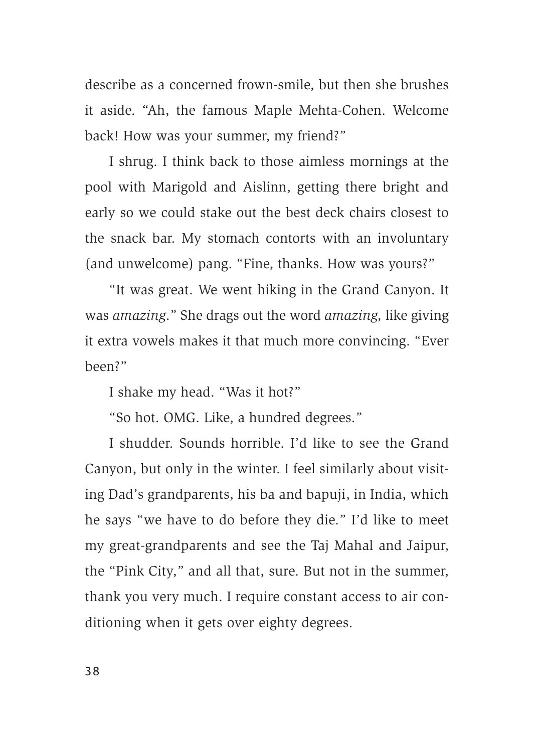describe as a concerned frown-smile, but then she brushes it aside. "Ah, the famous Maple Mehta-Cohen. Welcome back! How was your summer, my friend?"

I shrug. I think back to those aimless mornings at the pool with Marigold and Aislinn, getting there bright and early so we could stake out the best deck chairs closest to the snack bar. My stomach contorts with an involuntary (and unwelcome) pang. "Fine, thanks. How was yours?"

"It was great. We went hiking in the Grand Canyon. It was *amazing*." She drags out the word *amazing*, like giving it extra vowels makes it that much more convincing. "Ever been?"

I shake my head. "Was it hot?"

"So hot. OMG. Like, a hundred degrees."

I shudder. Sounds horrible. I'd like to see the Grand Canyon, but only in the winter. I feel similarly about visiting Dad's grandparents, his ba and bapuji, in India, which he says "we have to do before they die." I'd like to meet my great-grandparents and see the Taj Mahal and Jaipur, the "Pink City," and all that, sure. But not in the summer, thank you very much. I require constant access to air conditioning when it gets over eighty degrees.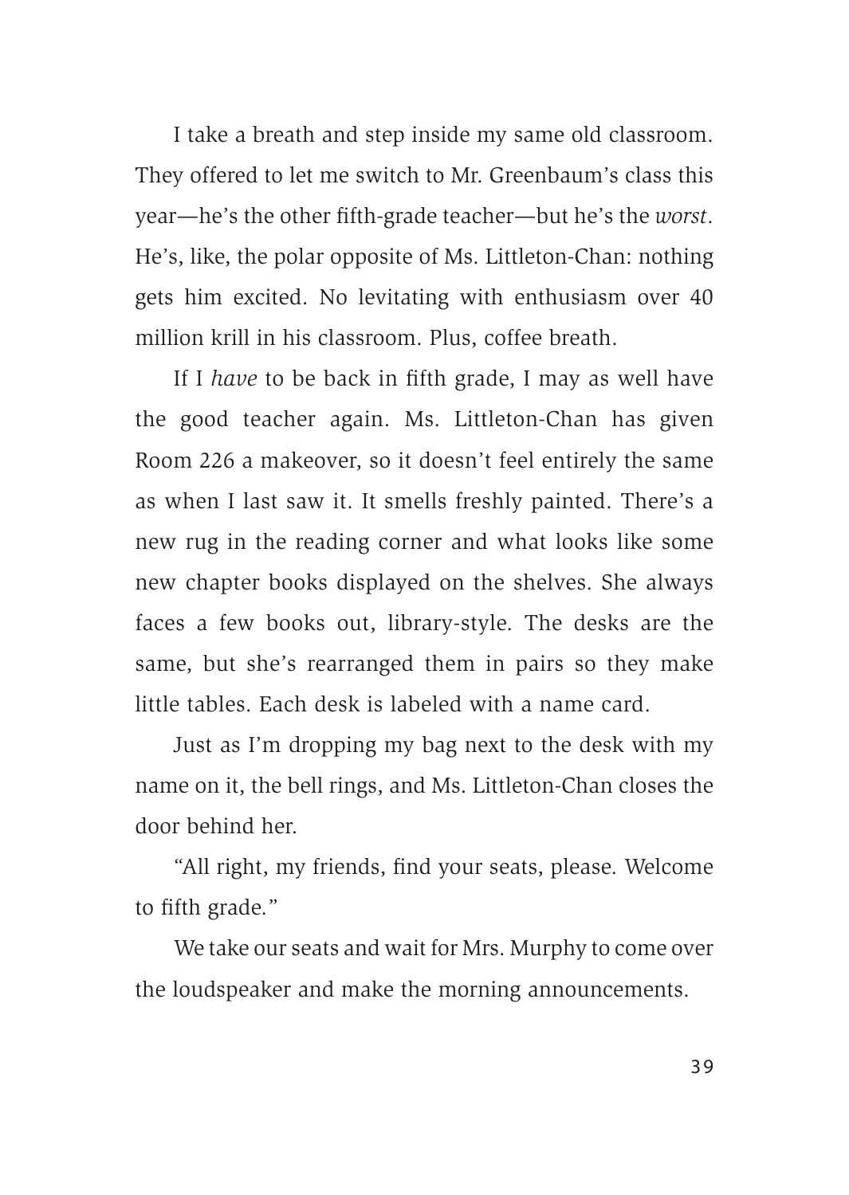I take a breath and step inside my same old classroom. They offered to let me switch to Mr. Greenbaum's class this year—he's the other fifth-grade teacher—but he's the *worst*. He's, like, the polar opposite of Ms. Littleton-Chan: nothing gets him excited. No levitating with enthusiasm over 40 million krill in his classroom. Plus, coffee breath.

If I *have* to be back in fifth grade, I may as well have the good teacher again. Ms. Littleton-Chan has given Room 226 a makeover, so it doesn't feel entirely the same as when I last saw it. It smells freshly painted. There's a new rug in the reading corner and what looks like some new chapter books displayed on the shelves. She always faces a few books out, library-style. The desks are the same, but she's rearranged them in pairs so they make little tables. Each desk is labeled with a name card.

Just as I'm dropping my bag next to the desk with my name on it, the bell rings, and Ms. Littleton-Chan closes the door behind her.

"All right, my friends, find your seats, please. Welcome to fifth grade."

We take our seats and wait for Mrs. Murphy to come over the loudspeaker and make the morning announcements.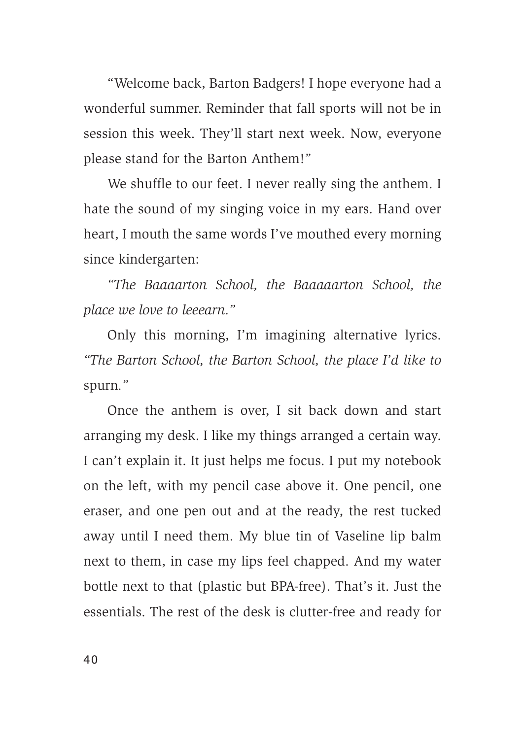"Welcome back, Barton Badgers! I hope everyone had a wonderful summer. Reminder that fall sports will not be in session this week. They'll start next week. Now, everyone please stand for the Barton Anthem!"

We shuffle to our feet. I never really sing the anthem. I hate the sound of my singing voice in my ears. Hand over heart, I mouth the same words I've mouthed every morning since kindergarten:

*"The Baaaarton School, the Baaaaarton School, the place we love to leeearn."*

Only this morning, I'm imagining alternative lyrics. *"The Barton School, the Barton School, the place I'd like to* spurn.*"*

Once the anthem is over, I sit back down and start arranging my desk. I like my things arranged a certain way. I can't explain it. It just helps me focus. I put my notebook on the left, with my pencil case above it. One pencil, one eraser, and one pen out and at the ready, the rest tucked away until I need them. My blue tin of Vaseline lip balm next to them, in case my lips feel chapped. And my water bottle next to that (plastic but BPA-free). That's it. Just the essentials. The rest of the desk is clutter-free and ready for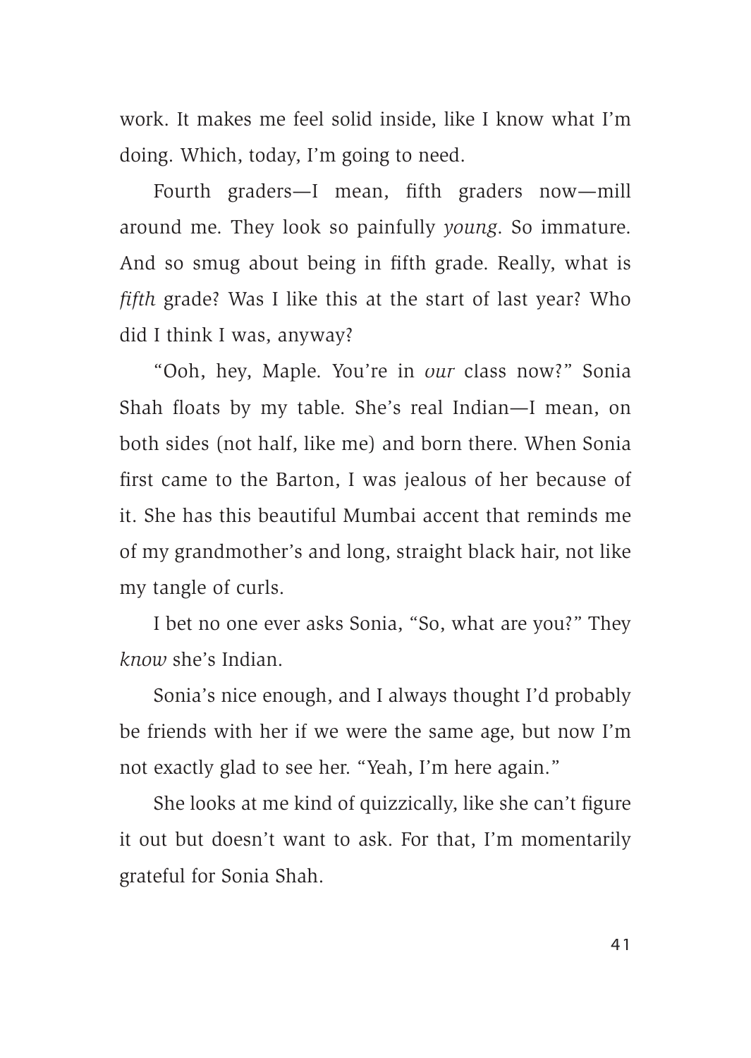work. It makes me feel solid inside, like I know what I'm doing. Which, today, I'm going to need.

Fourth graders—I mean, fifth graders now—mill around me. They look so painfully *young*. So immature. And so smug about being in fifth grade. Really, what is *fifth* grade? Was I like this at the start of last year? Who did I think I was, anyway?

"Ooh, hey, Maple. You're in *our* class now?" Sonia Shah floats by my table. She's real Indian—I mean, on both sides (not half, like me) and born there. When Sonia first came to the Barton, I was jealous of her because of it. She has this beautiful Mumbai accent that reminds me of my grandmother's and long, straight black hair, not like my tangle of curls.

I bet no one ever asks Sonia, "So, what are you?" They *know* she's Indian.

Sonia's nice enough, and I always thought I'd probably be friends with her if we were the same age, but now I'm not exactly glad to see her. "Yeah, I'm here again."

She looks at me kind of quizzically, like she can't figure it out but doesn't want to ask. For that, I'm momentarily grateful for Sonia Shah.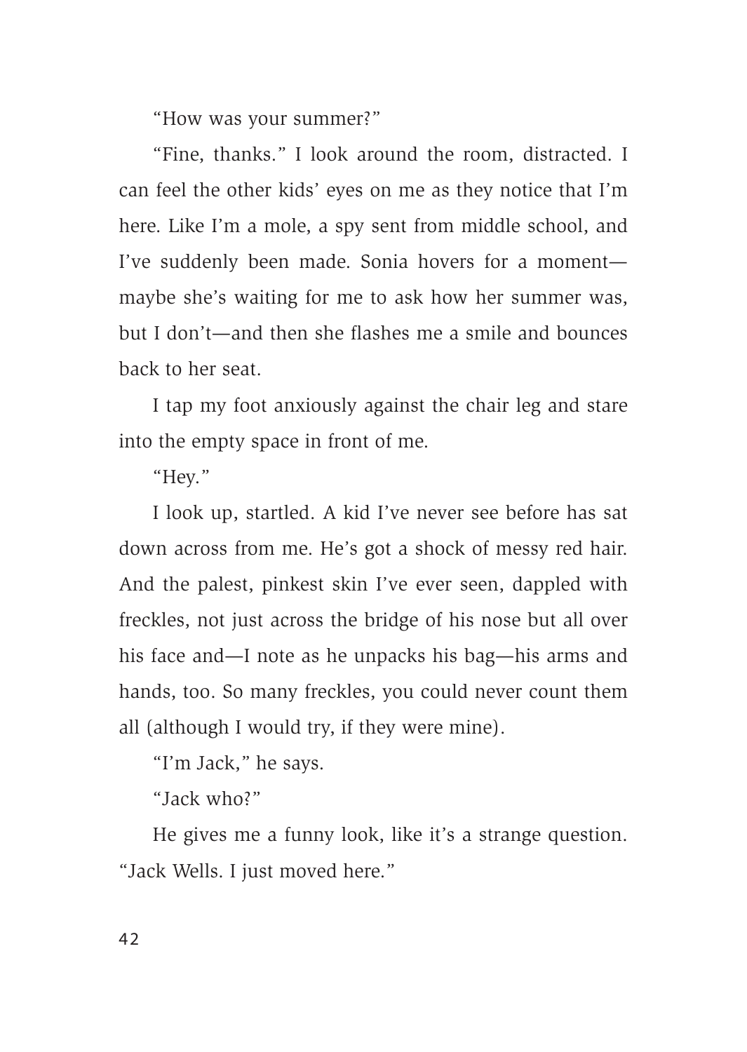"How was your summer?"

"Fine, thanks." I look around the room, distracted. I can feel the other kids' eyes on me as they notice that I'm here. Like I'm a mole, a spy sent from middle school, and I've suddenly been made. Sonia hovers for a moment—maybe she's waiting for me to ask how her summer was, but I don't—and then she flashes me a smile and bounces back to her seat.

I tap my foot anxiously against the chair leg and stare into the empty space in front of me.

"Hey."

I look up, startled. A kid I've never see before has sat down across from me. He's got a shock of messy red hair. And the palest, pinkest skin I've ever seen, dappled with freckles, not just across the bridge of his nose but all over his face and—I note as he unpacks his bag—his arms and hands, too. So many freckles, you could never count them all (although I would try, if they were mine).

"I'm Jack," he says.

"Jack who?"

He gives me a funny look, like it's a strange question. "Jack Wells. I just moved here."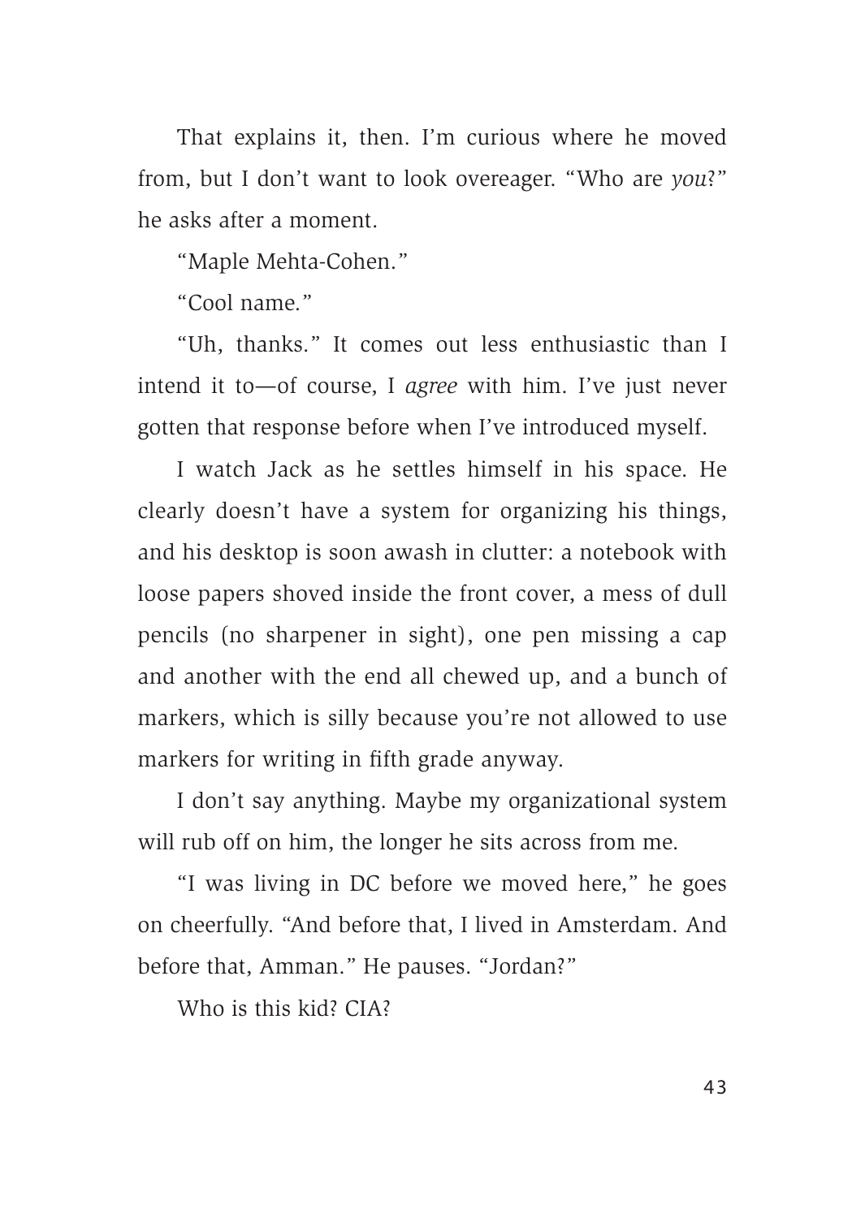That explains it, then. I'm curious where he moved from, but I don't want to look overeager. "Who are *you*?" he asks after a moment.

"Maple Mehta-Cohen."

"Cool name."

"Uh, thanks." It comes out less enthusiastic than I intend it to—of course, I *agree* with him. I've just never gotten that response before when I've introduced myself.

I watch Jack as he settles himself in his space. He clearly doesn't have a system for organizing his things, and his desktop is soon awash in clutter: a notebook with loose papers shoved inside the front cover, a mess of dull pencils (no sharpener in sight), one pen missing a cap and another with the end all chewed up, and a bunch of markers, which is silly because you're not allowed to use markers for writing in fifth grade anyway.

I don't say anything. Maybe my organizational system will rub off on him, the longer he sits across from me.

"I was living in DC before we moved here," he goes on cheerfully. "And before that, I lived in Amsterdam. And before that, Amman." He pauses. "Jordan?"

Who is this kid? CIA?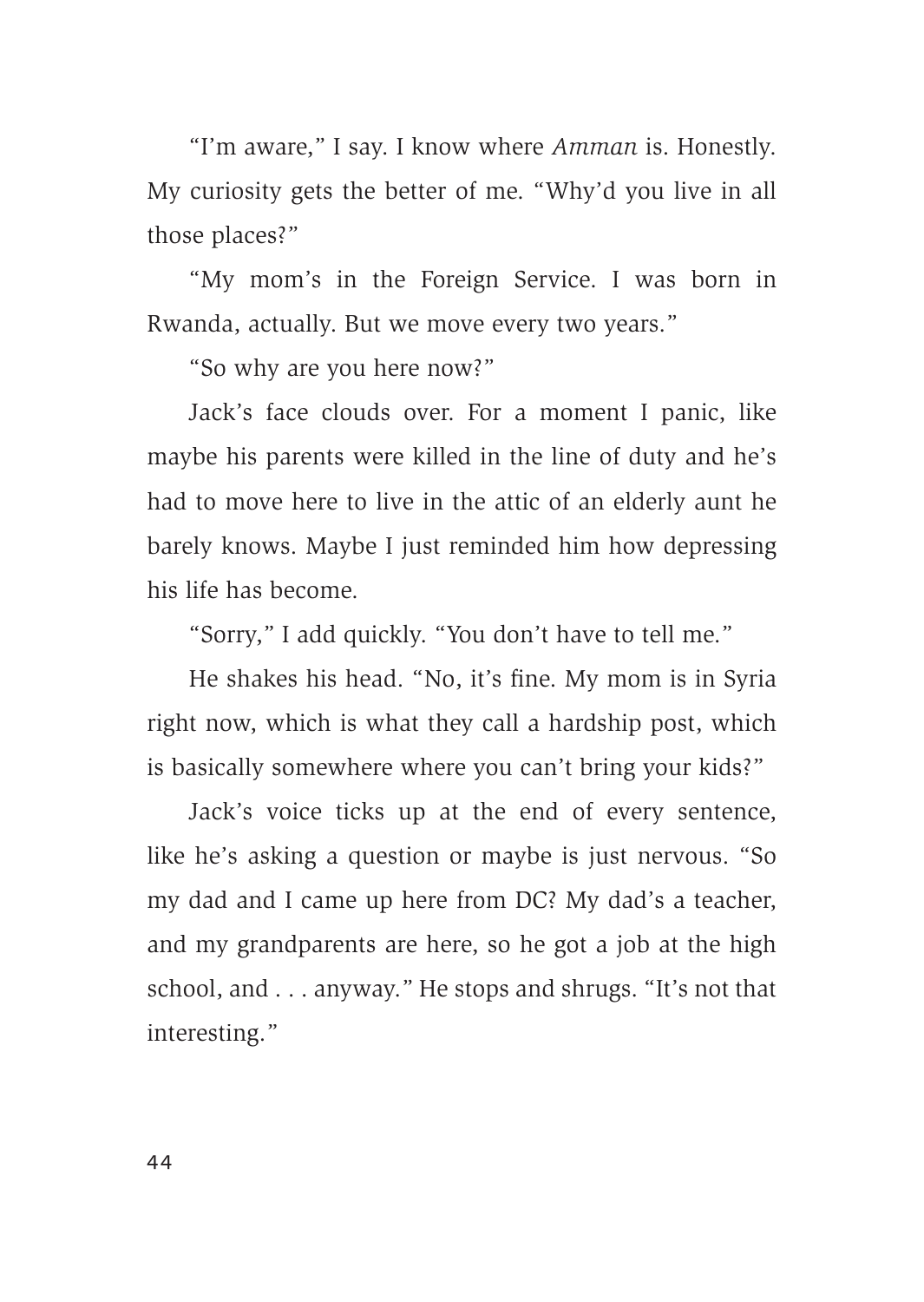"I'm aware," I say. I know where *Amman* is. Honestly. My curiosity gets the better of me. "Why'd you live in all those places?"

"My mom's in the Foreign Service. I was born in Rwanda, actually. But we move every two years."

"So why are you here now?"

Jack's face clouds over. For a moment I panic, like maybe his parents were killed in the line of duty and he's had to move here to live in the attic of an elderly aunt he barely knows. Maybe I just reminded him how depressing his life has become.

"Sorry," I add quickly. "You don't have to tell me."

He shakes his head. "No, it's fine. My mom is in Syria right now, which is what they call a hardship post, which is basically somewhere where you can't bring your kids?"

Jack's voice ticks up at the end of every sentence, like he's asking a question or maybe is just nervous. "So my dad and I came up here from DC? My dad's a teacher, and my grandparents are here, so he got a job at the high school, and . . . anyway." He stops and shrugs. "It's not that interesting."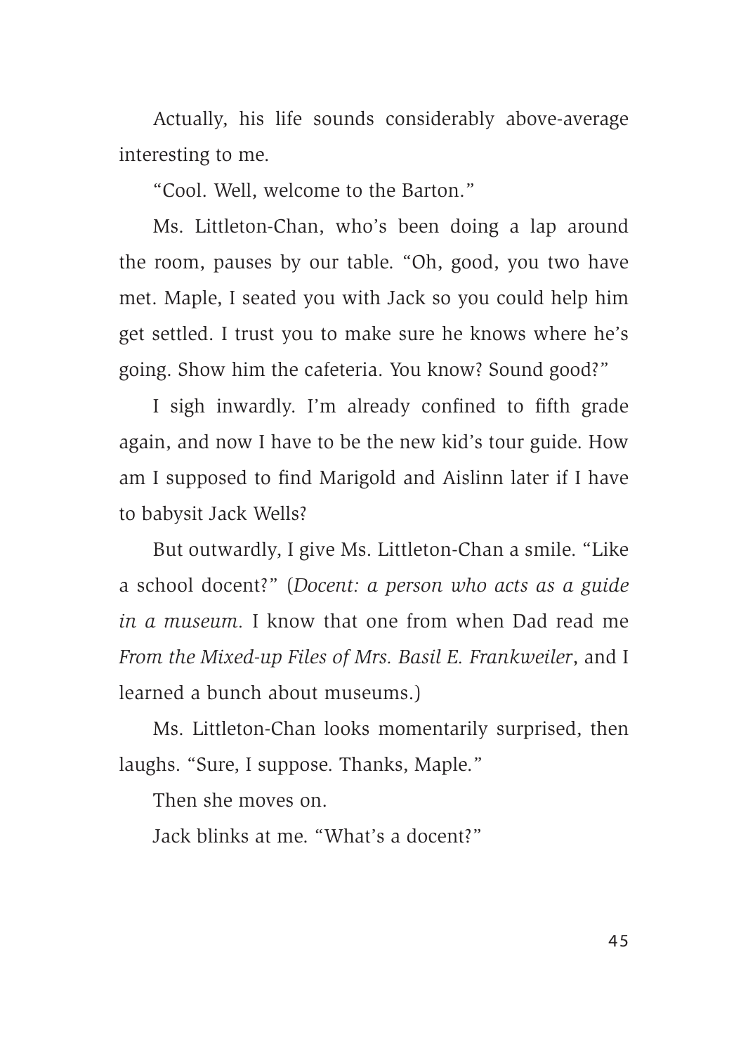Actually, his life sounds considerably above-average interesting to me.

"Cool. Well, welcome to the Barton."

Ms. Littleton-Chan, who's been doing a lap around the room, pauses by our table. "Oh, good, you two have met. Maple, I seated you with Jack so you could help him get settled. I trust you to make sure he knows where he's going. Show him the cafeteria. You know? Sound good?"

I sigh inwardly. I'm already confined to fifth grade again, and now I have to be the new kid's tour guide. How am I supposed to find Marigold and Aislinn later if I have to babysit Jack Wells?

But outwardly, I give Ms. Littleton-Chan a smile. "Like a school docent?" (*Docent: a person who acts as a guide in a museum.* I know that one from when Dad read me *From the Mixed-up Files of Mrs. Basil E. Frankweiler*, and I learned a bunch about museums.)

Ms. Littleton-Chan looks momentarily surprised, then laughs. "Sure, I suppose. Thanks, Maple."

Then she moves on.

Jack blinks at me. "What's a docent?"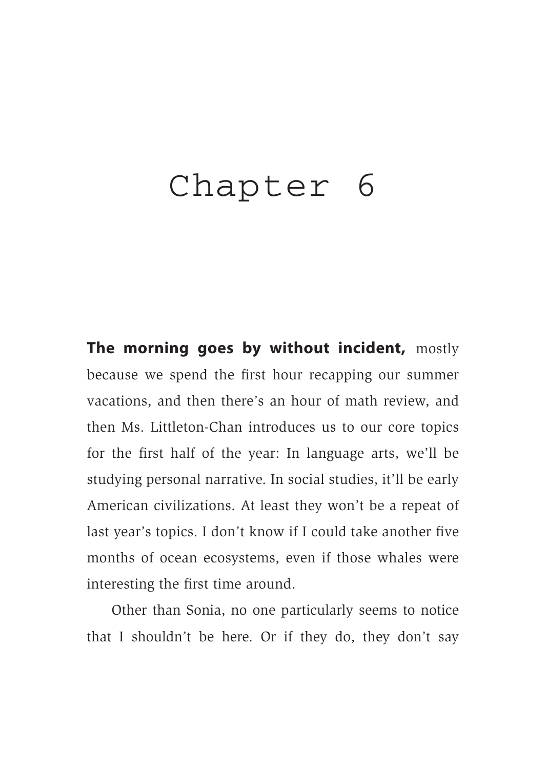# Chapter 6

**The morning goes by without incident,** mostly because we spend the first hour recapping our summer vacations, and then there's an hour of math review, and then Ms. Littleton-Chan introduces us to our core topics for the first half of the year: In language arts, we'll be studying personal narrative. In social studies, it'll be early American civilizations. At least they won't be a repeat of last year's topics. I don't know if I could take another five months of ocean ecosystems, even if those whales were interesting the first time around.

Other than Sonia, no one particularly seems to notice that I shouldn't be here. Or if they do, they don't say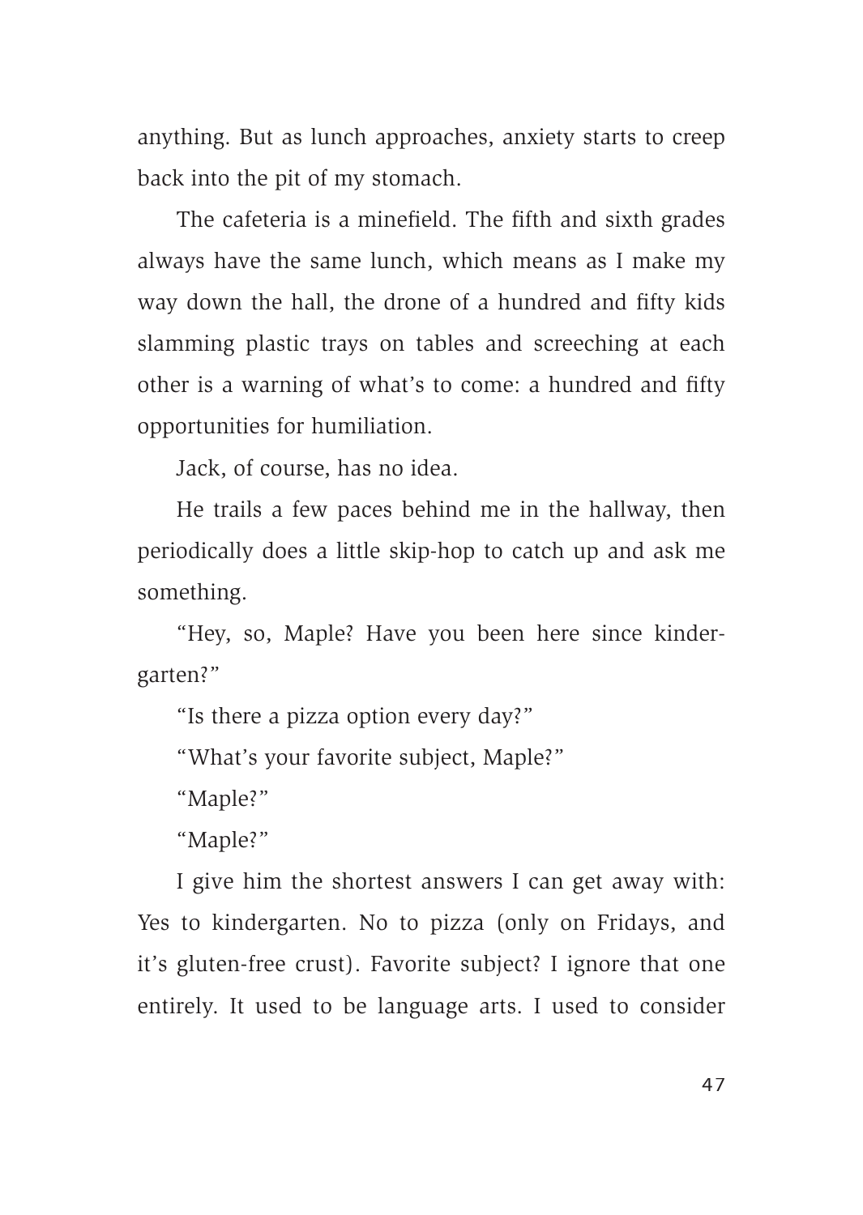anything. But as lunch approaches, anxiety starts to creep back into the pit of my stomach.

The cafeteria is a minefield. The fifth and sixth grades always have the same lunch, which means as I make my way down the hall, the drone of a hundred and fifty kids slamming plastic trays on tables and screeching at each other is a warning of what's to come: a hundred and fifty opportunities for humiliation.

Jack, of course, has no idea.

He trails a few paces behind me in the hallway, then periodically does a little skip-hop to catch up and ask me something.

"Hey, so, Maple? Have you been here since kindergarten?"

"Is there a pizza option every day?"

"What's your favorite subject, Maple?"

"Maple?"

"Maple?"

I give him the shortest answers I can get away with: Yes to kindergarten. No to pizza (only on Fridays, and it's gluten-free crust). Favorite subject? I ignore that one entirely. It used to be language arts. I used to consider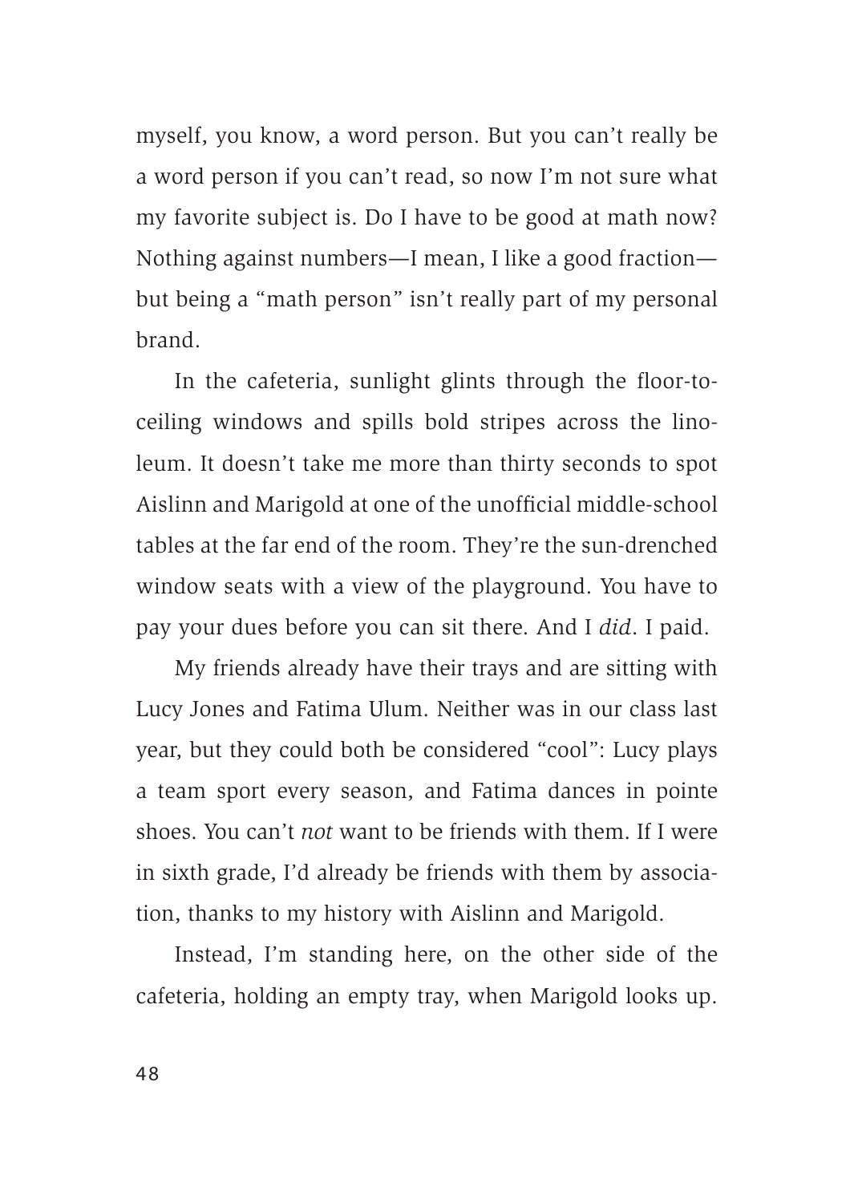myself, you know, a word person. But you can't really be a word person if you can't read, so now I'm not sure what my favorite subject is. Do I have to be good at math now? Nothing against numbers—I mean, I like a good fraction—but being a "math person" isn't really part of my personal brand.

In the cafeteria, sunlight glints through the floor-to-ceiling windows and spills bold stripes across the linoleum. It doesn't take me more than thirty seconds to spot Aislinn and Marigold at one of the unofficial middle-school tables at the far end of the room. They're the sun-drenched window seats with a view of the playground. You have to pay your dues before you can sit there. And I *did*. I paid.

My friends already have their trays and are sitting with Lucy Jones and Fatima Ulum. Neither was in our class last year, but they could both be considered "cool": Lucy plays a team sport every season, and Fatima dances in pointe shoes. You can't *not* want to be friends with them. If I were in sixth grade, I'd already be friends with them by association, thanks to my history with Aislinn and Marigold.

Instead, I'm standing here, on the other side of the cafeteria, holding an empty tray, when Marigold looks up.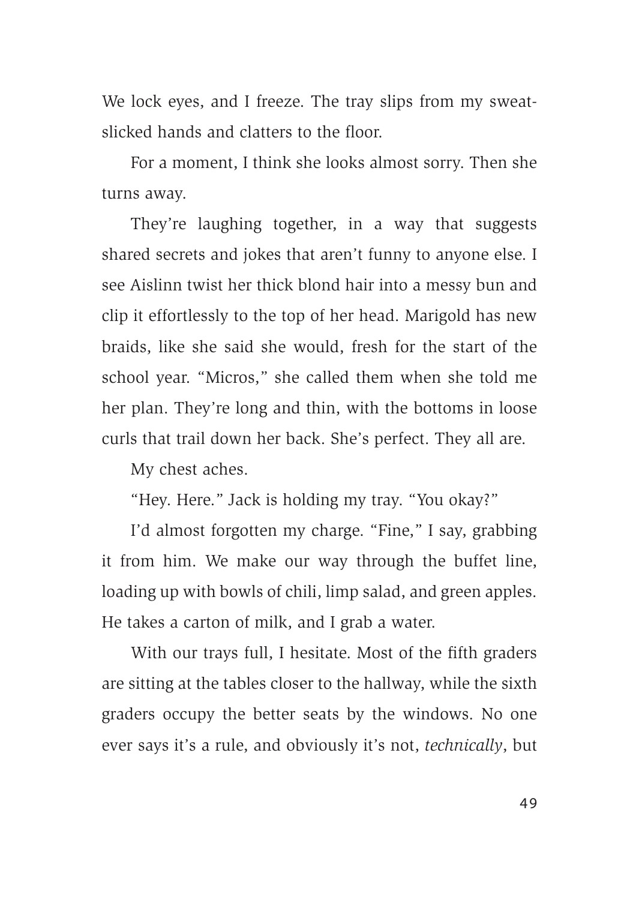We lock eyes, and I freeze. The tray slips from my sweat-slicked hands and clatters to the floor.

For a moment, I think she looks almost sorry. Then she turns away.

They're laughing together, in a way that suggests shared secrets and jokes that aren't funny to anyone else. I see Aislinn twist her thick blond hair into a messy bun and clip it effortlessly to the top of her head. Marigold has new braids, like she said she would, fresh for the start of the school year. "Micros," she called them when she told me her plan. They're long and thin, with the bottoms in loose curls that trail down her back. She's perfect. They all are.

My chest aches.

"Hey. Here." Jack is holding my tray. "You okay?"

I'd almost forgotten my charge. "Fine," I say, grabbing it from him. We make our way through the buffet line, loading up with bowls of chili, limp salad, and green apples. He takes a carton of milk, and I grab a water.

With our trays full, I hesitate. Most of the fifth graders are sitting at the tables closer to the hallway, while the sixth graders occupy the better seats by the windows. No one ever says it's a rule, and obviously it's not, *technically*, but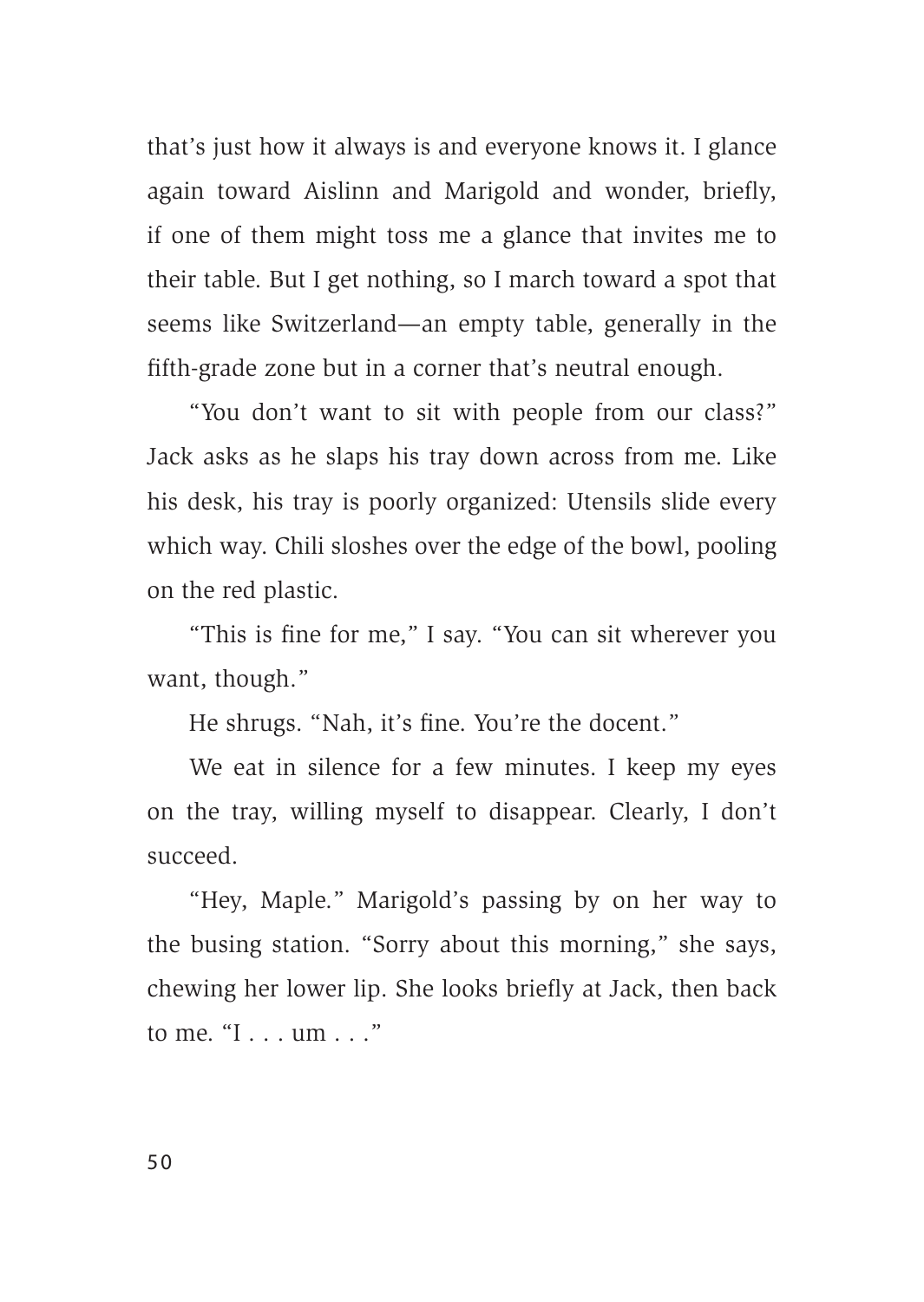that's just how it always is and everyone knows it. I glance again toward Aislinn and Marigold and wonder, briefly, if one of them might toss me a glance that invites me to their table. But I get nothing, so I march toward a spot that seems like Switzerland—an empty table, generally in the fifth-grade zone but in a corner that's neutral enough.

"You don't want to sit with people from our class?" Jack asks as he slaps his tray down across from me. Like his desk, his tray is poorly organized: Utensils slide every which way. Chili sloshes over the edge of the bowl, pooling on the red plastic.

"This is fine for me," I say. "You can sit wherever you want, though."

He shrugs. "Nah, it's fine. You're the docent."

We eat in silence for a few minutes. I keep my eyes on the tray, willing myself to disappear. Clearly, I don't succeed.

"Hey, Maple." Marigold's passing by on her way to the busing station. "Sorry about this morning," she says, chewing her lower lip. She looks briefly at Jack, then back to me. "I . . . um . . ."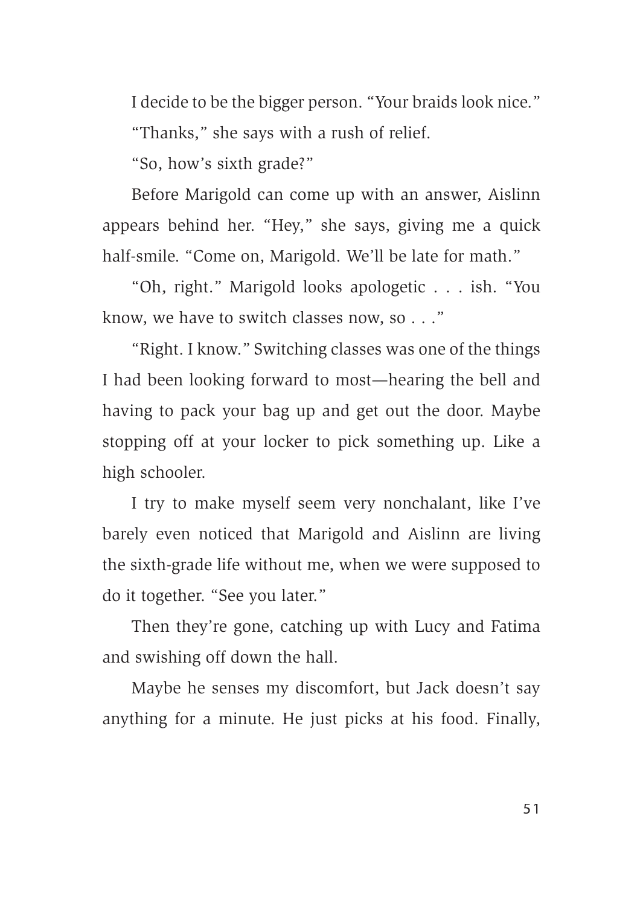I decide to be the bigger person. "Your braids look nice."

"Thanks," she says with a rush of relief.

"So, how's sixth grade?"

Before Marigold can come up with an answer, Aislinn appears behind her. "Hey," she says, giving me a quick half-smile. "Come on, Marigold. We'll be late for math."

"Oh, right." Marigold looks apologetic . . . ish. "You know, we have to switch classes now, so . . ."

"Right. I know." Switching classes was one of the things I had been looking forward to most—hearing the bell and having to pack your bag up and get out the door. Maybe stopping off at your locker to pick something up. Like a high schooler.

I try to make myself seem very nonchalant, like I've barely even noticed that Marigold and Aislinn are living the sixth-grade life without me, when we were supposed to do it together. "See you later."

Then they're gone, catching up with Lucy and Fatima and swishing off down the hall.

Maybe he senses my discomfort, but Jack doesn't say anything for a minute. He just picks at his food. Finally,